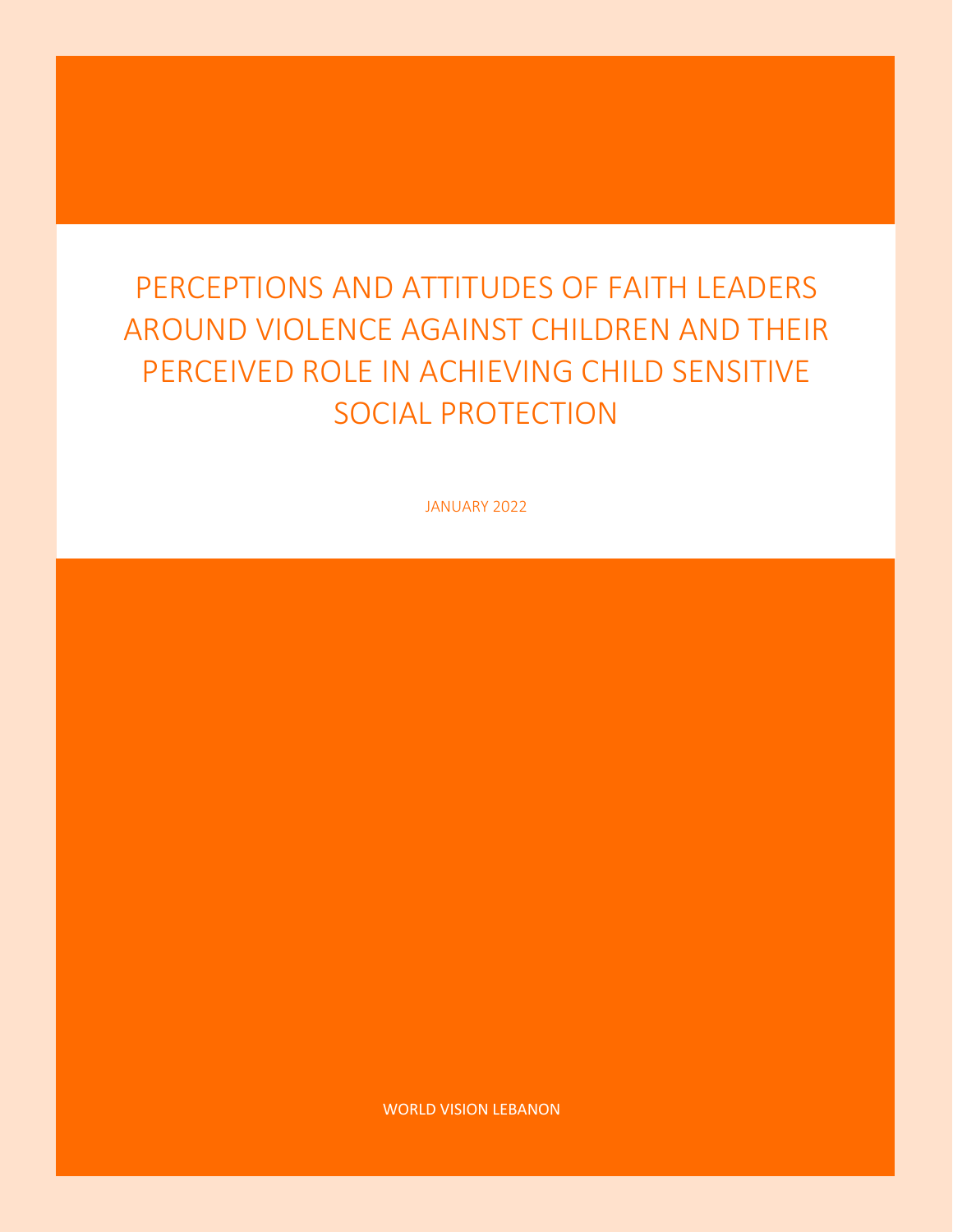# PERCEPTIONS AND ATTITUDES OF FAITH LEADERS AROUND VIOLENCE AGAINST CHILDREN AND THEIR PERCEIVED ROLE IN ACHIEVING CHILD SENSITIVE SOCIAL PROTECTION

JANUARY 2022

WORLD VISION LEBANON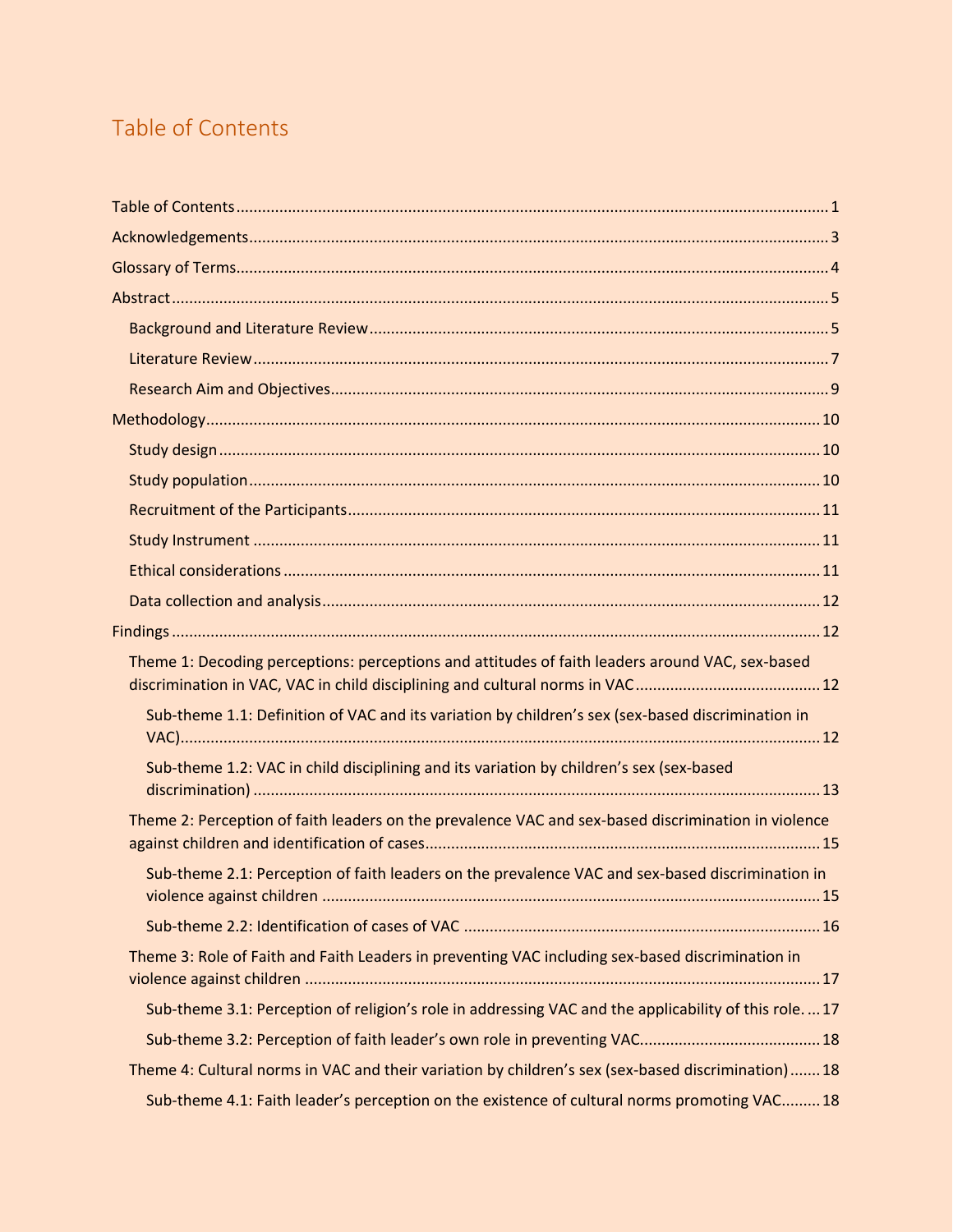# Table of Contents

Table of Contents .......... 1

Acknowledgements .......... 3

Glossary of Terms .......... 4

Abstract .......... 5

- Background and Literature Review .......... 5
- Literature Review .......... 7
- Research Aim and Objectives .......... 9

Methodology .......... 10

- Study design .......... 10
- Study population .......... 10
- Recruitment of the Participants .......... 11
- Study Instrument .......... 11
- Ethical considerations .......... 11
- Data collection and analysis .......... 12

Findings .......... 12

- Theme 1: Decoding perceptions: perceptions and attitudes of faith leaders around VAC, sex-based discrimination in VAC, VAC in child disciplining and cultural norms in VAC .......... 12
  - Sub-theme 1.1: Definition of VAC and its variation by children's sex (sex-based discrimination in VAC) .......... 12
  - Sub-theme 1.2: VAC in child disciplining and its variation by children's sex (sex-based discrimination) .......... 13
- Theme 2: Perception of faith leaders on the prevalence VAC and sex-based discrimination in violence against children and identification of cases .......... 15
  - Sub-theme 2.1: Perception of faith leaders on the prevalence VAC and sex-based discrimination in violence against children .......... 15
  - Sub-theme 2.2: Identification of cases of VAC .......... 16
- Theme 3: Role of Faith and Faith Leaders in preventing VAC including sex-based discrimination in violence against children .......... 17
  - Sub-theme 3.1: Perception of religion's role in addressing VAC and the applicability of this role. .......... 17
  - Sub-theme 3.2: Perception of faith leader's own role in preventing VAC .......... 18
- Theme 4: Cultural norms in VAC and their variation by children's sex (sex-based discrimination) .......... 18
  - Sub-theme 4.1: Faith leader's perception on the existence of cultural norms promoting VAC .......... 18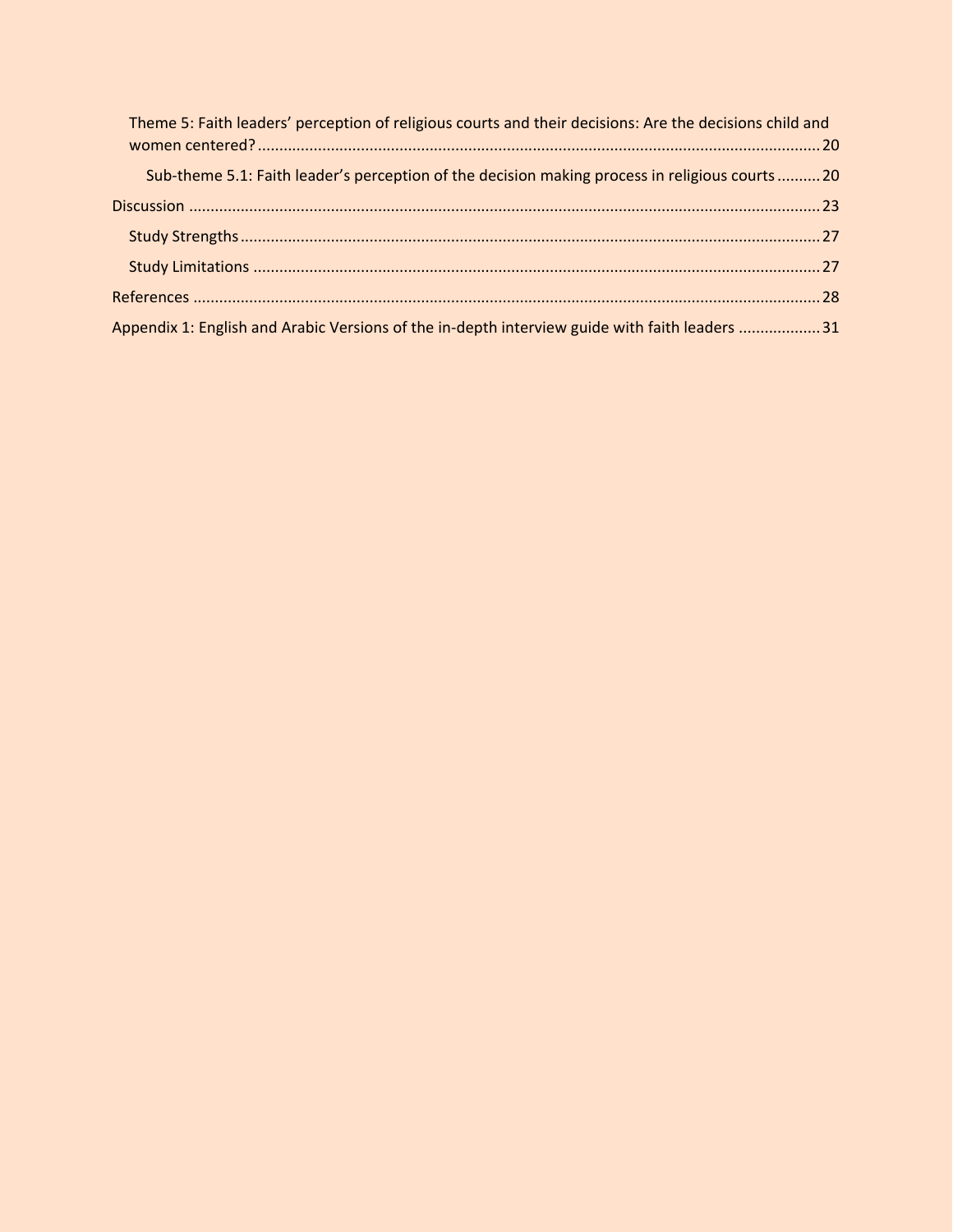Theme 5: Faith leaders' perception of religious courts and their decisions: Are the decisions child and women centered? ........ 20

Sub-theme 5.1: Faith leader's perception of the decision making process in religious courts ........ 20

Discussion ........ 23

Study Strengths ........ 27

Study Limitations ........ 27

References ........ 28

Appendix 1: English and Arabic Versions of the in-depth interview guide with faith leaders ........ 31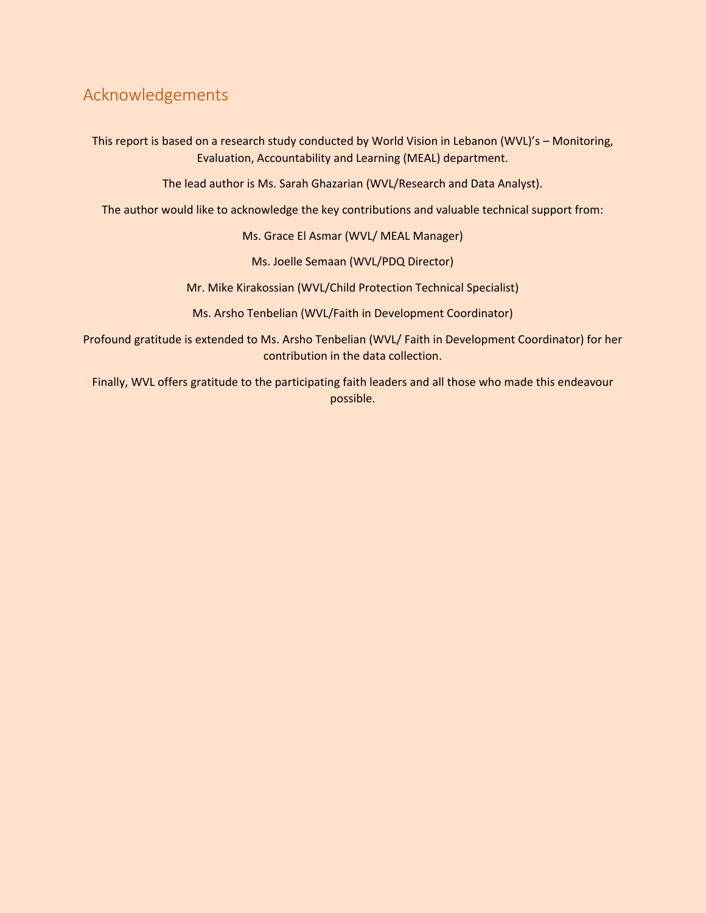## Acknowledgements

This report is based on a research study conducted by World Vision in Lebanon (WVL)'s – Monitoring, Evaluation, Accountability and Learning (MEAL) department.

The lead author is Ms. Sarah Ghazarian (WVL/Research and Data Analyst).

The author would like to acknowledge the key contributions and valuable technical support from:

Ms. Grace El Asmar (WVL/ MEAL Manager)

Ms. Joelle Semaan (WVL/PDQ Director)

Mr. Mike Kirakossian (WVL/Child Protection Technical Specialist)

Ms. Arsho Tenbelian (WVL/Faith in Development Coordinator)

Profound gratitude is extended to Ms. Arsho Tenbelian (WVL/ Faith in Development Coordinator) for her contribution in the data collection.

Finally, WVL offers gratitude to the participating faith leaders and all those who made this endeavour possible.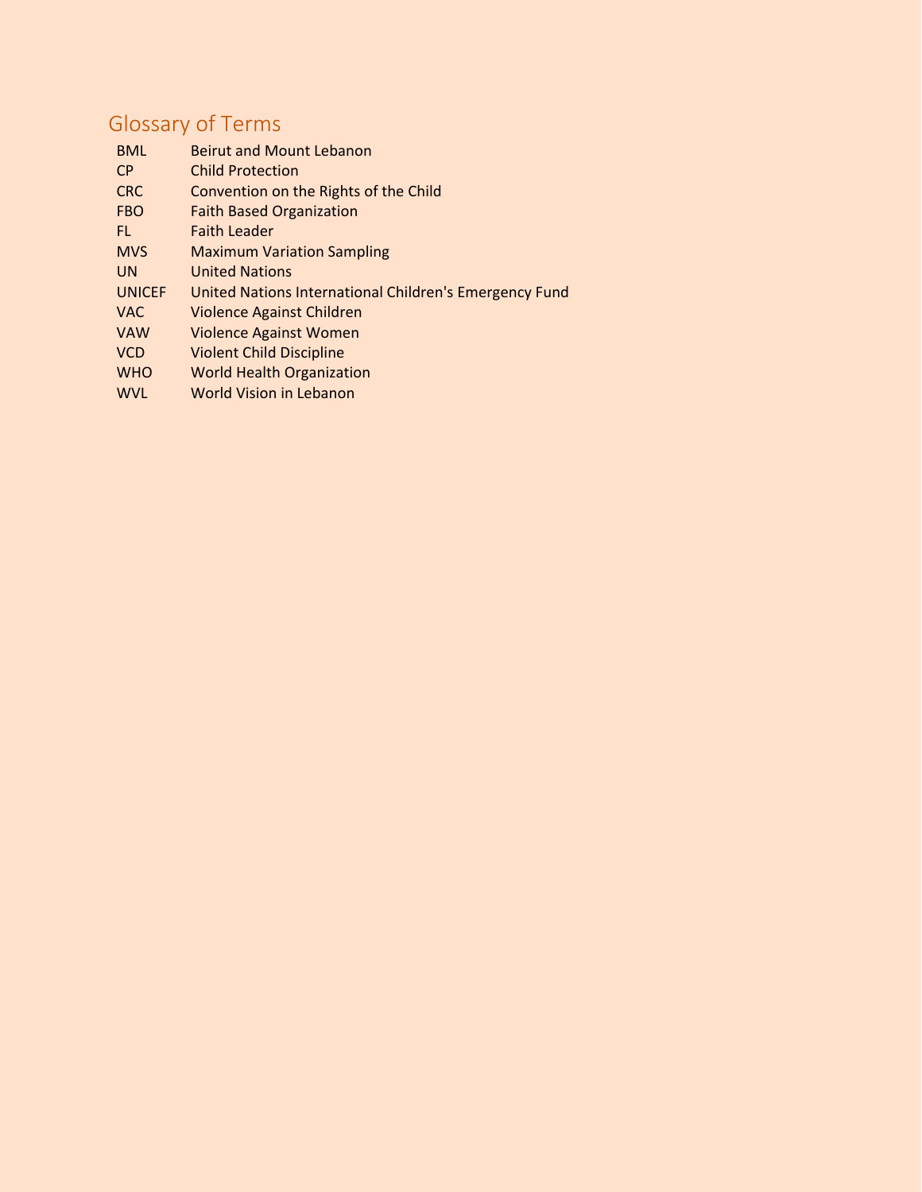## Glossary of Terms

| | |
|---|---|
| BML | Beirut and Mount Lebanon |
| CP | Child Protection |
| CRC | Convention on the Rights of the Child |
| FBO | Faith Based Organization |
| FL | Faith Leader |
| MVS | Maximum Variation Sampling |
| UN | United Nations |
| UNICEF | United Nations International Children's Emergency Fund |
| VAC | Violence Against Children |
| VAW | Violence Against Women |
| VCD | Violent Child Discipline |
| WHO | World Health Organization |
| WVL | World Vision in Lebanon |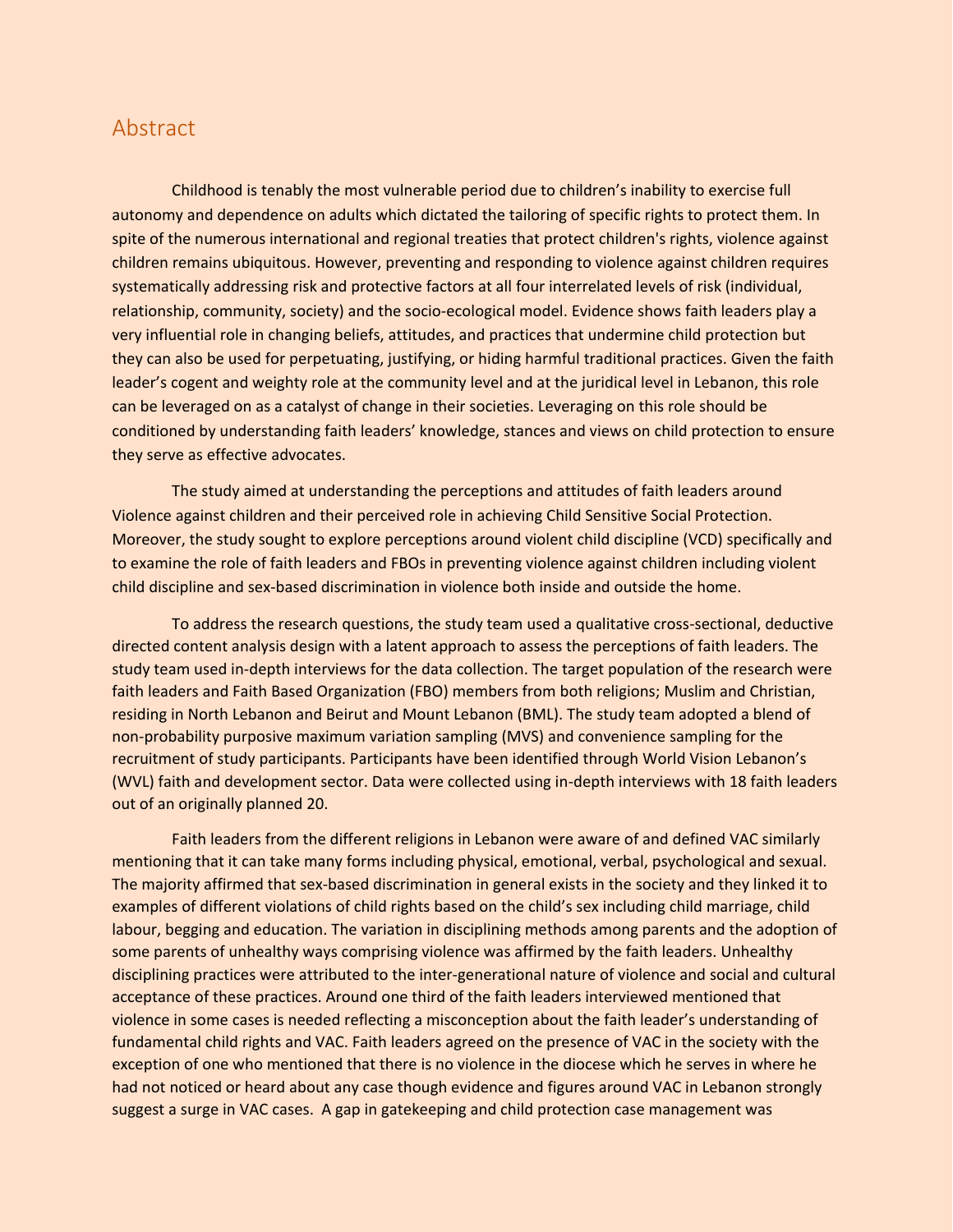## Abstract

Childhood is tenably the most vulnerable period due to children's inability to exercise full autonomy and dependence on adults which dictated the tailoring of specific rights to protect them. In spite of the numerous international and regional treaties that protect children's rights, violence against children remains ubiquitous. However, preventing and responding to violence against children requires systematically addressing risk and protective factors at all four interrelated levels of risk (individual, relationship, community, society) and the socio-ecological model. Evidence shows faith leaders play a very influential role in changing beliefs, attitudes, and practices that undermine child protection but they can also be used for perpetuating, justifying, or hiding harmful traditional practices. Given the faith leader's cogent and weighty role at the community level and at the juridical level in Lebanon, this role can be leveraged on as a catalyst of change in their societies. Leveraging on this role should be conditioned by understanding faith leaders' knowledge, stances and views on child protection to ensure they serve as effective advocates.

The study aimed at understanding the perceptions and attitudes of faith leaders around Violence against children and their perceived role in achieving Child Sensitive Social Protection. Moreover, the study sought to explore perceptions around violent child discipline (VCD) specifically and to examine the role of faith leaders and FBOs in preventing violence against children including violent child discipline and sex-based discrimination in violence both inside and outside the home.

To address the research questions, the study team used a qualitative cross-sectional, deductive directed content analysis design with a latent approach to assess the perceptions of faith leaders. The study team used in-depth interviews for the data collection. The target population of the research were faith leaders and Faith Based Organization (FBO) members from both religions; Muslim and Christian, residing in North Lebanon and Beirut and Mount Lebanon (BML). The study team adopted a blend of non-probability purposive maximum variation sampling (MVS) and convenience sampling for the recruitment of study participants. Participants have been identified through World Vision Lebanon's (WVL) faith and development sector. Data were collected using in-depth interviews with 18 faith leaders out of an originally planned 20.

Faith leaders from the different religions in Lebanon were aware of and defined VAC similarly mentioning that it can take many forms including physical, emotional, verbal, psychological and sexual. The majority affirmed that sex-based discrimination in general exists in the society and they linked it to examples of different violations of child rights based on the child's sex including child marriage, child labour, begging and education. The variation in disciplining methods among parents and the adoption of some parents of unhealthy ways comprising violence was affirmed by the faith leaders. Unhealthy disciplining practices were attributed to the inter-generational nature of violence and social and cultural acceptance of these practices. Around one third of the faith leaders interviewed mentioned that violence in some cases is needed reflecting a misconception about the faith leader's understanding of fundamental child rights and VAC. Faith leaders agreed on the presence of VAC in the society with the exception of one who mentioned that there is no violence in the diocese which he serves in where he had not noticed or heard about any case though evidence and figures around VAC in Lebanon strongly suggest a surge in VAC cases. A gap in gatekeeping and child protection case management was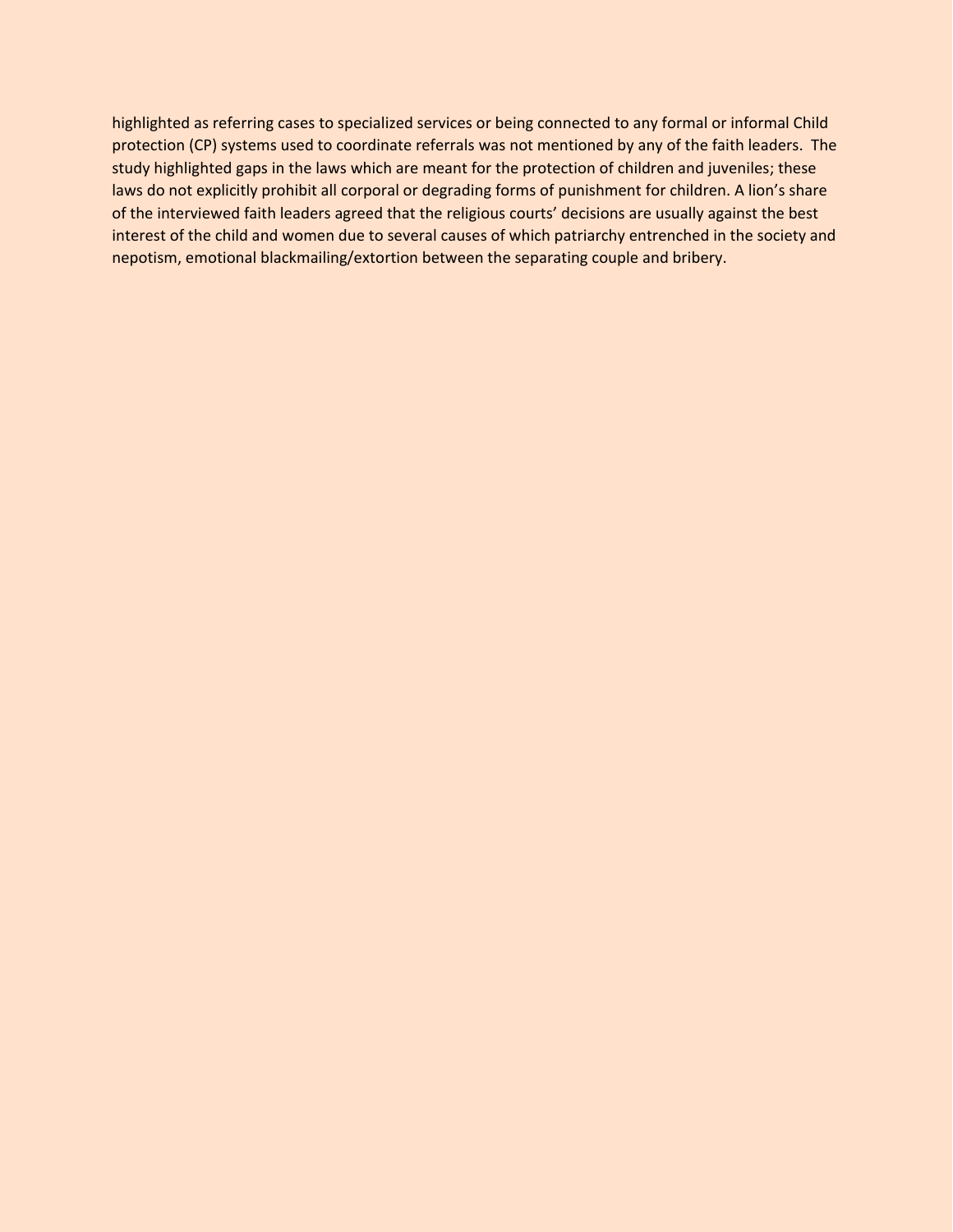highlighted as referring cases to specialized services or being connected to any formal or informal Child protection (CP) systems used to coordinate referrals was not mentioned by any of the faith leaders. The study highlighted gaps in the laws which are meant for the protection of children and juveniles; these laws do not explicitly prohibit all corporal or degrading forms of punishment for children. A lion's share of the interviewed faith leaders agreed that the religious courts' decisions are usually against the best interest of the child and women due to several causes of which patriarchy entrenched in the society and nepotism, emotional blackmailing/extortion between the separating couple and bribery.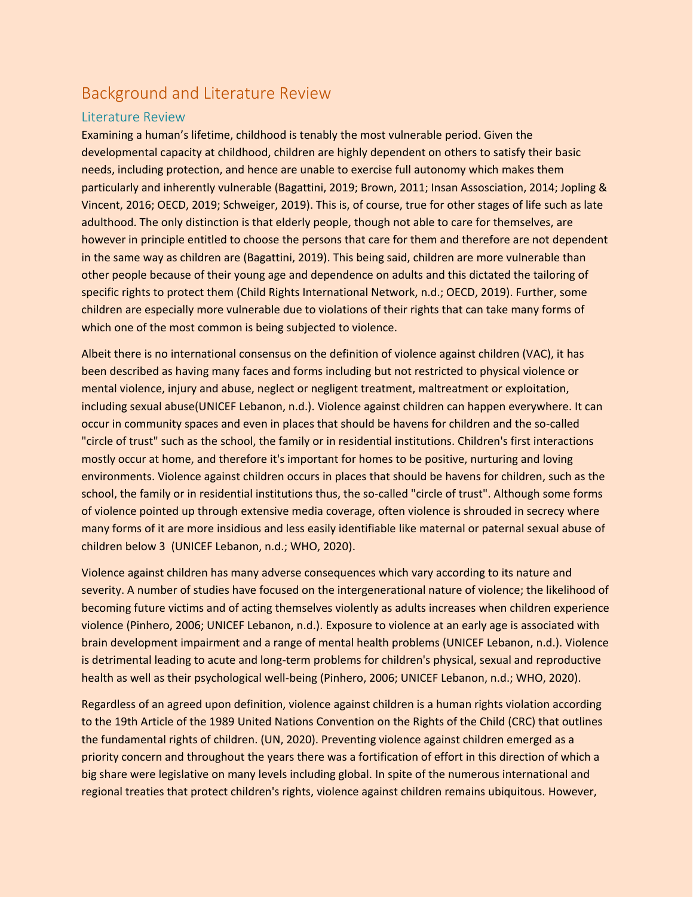# Background and Literature Review

## Literature Review

Examining a human's lifetime, childhood is tenably the most vulnerable period. Given the developmental capacity at childhood, children are highly dependent on others to satisfy their basic needs, including protection, and hence are unable to exercise full autonomy which makes them particularly and inherently vulnerable (Bagattini, 2019; Brown, 2011; Insan Assosciation, 2014; Jopling & Vincent, 2016; OECD, 2019; Schweiger, 2019). This is, of course, true for other stages of life such as late adulthood. The only distinction is that elderly people, though not able to care for themselves, are however in principle entitled to choose the persons that care for them and therefore are not dependent in the same way as children are (Bagattini, 2019). This being said, children are more vulnerable than other people because of their young age and dependence on adults and this dictated the tailoring of specific rights to protect them (Child Rights International Network, n.d.; OECD, 2019). Further, some children are especially more vulnerable due to violations of their rights that can take many forms of which one of the most common is being subjected to violence.

Albeit there is no international consensus on the definition of violence against children (VAC), it has been described as having many faces and forms including but not restricted to physical violence or mental violence, injury and abuse, neglect or negligent treatment, maltreatment or exploitation, including sexual abuse(UNICEF Lebanon, n.d.). Violence against children can happen everywhere. It can occur in community spaces and even in places that should be havens for children and the so-called "circle of trust" such as the school, the family or in residential institutions. Children's first interactions mostly occur at home, and therefore it's important for homes to be positive, nurturing and loving environments. Violence against children occurs in places that should be havens for children, such as the school, the family or in residential institutions thus, the so-called "circle of trust". Although some forms of violence pointed up through extensive media coverage, often violence is shrouded in secrecy where many forms of it are more insidious and less easily identifiable like maternal or paternal sexual abuse of children below 3 (UNICEF Lebanon, n.d.; WHO, 2020).

Violence against children has many adverse consequences which vary according to its nature and severity. A number of studies have focused on the intergenerational nature of violence; the likelihood of becoming future victims and of acting themselves violently as adults increases when children experience violence (Pinhero, 2006; UNICEF Lebanon, n.d.). Exposure to violence at an early age is associated with brain development impairment and a range of mental health problems (UNICEF Lebanon, n.d.). Violence is detrimental leading to acute and long-term problems for children's physical, sexual and reproductive health as well as their psychological well-being (Pinhero, 2006; UNICEF Lebanon, n.d.; WHO, 2020).

Regardless of an agreed upon definition, violence against children is a human rights violation according to the 19th Article of the 1989 United Nations Convention on the Rights of the Child (CRC) that outlines the fundamental rights of children. (UN, 2020). Preventing violence against children emerged as a priority concern and throughout the years there was a fortification of effort in this direction of which a big share were legislative on many levels including global. In spite of the numerous international and regional treaties that protect children's rights, violence against children remains ubiquitous. However,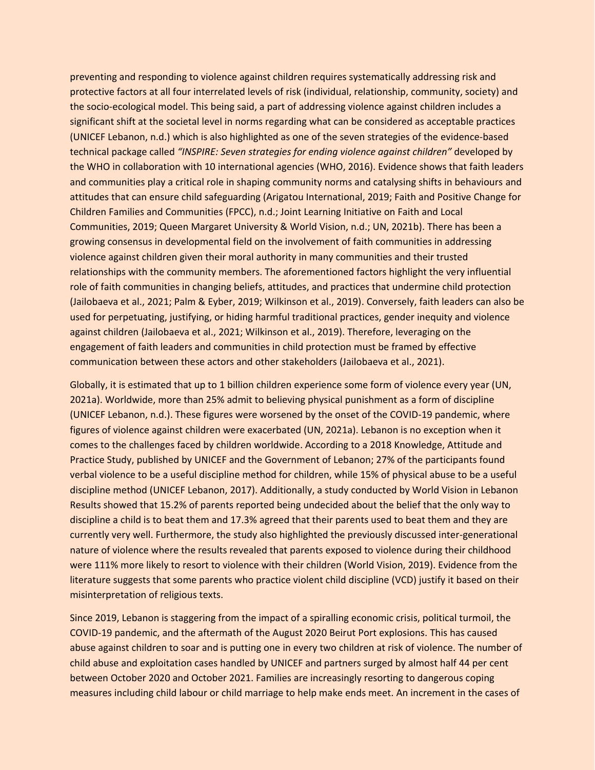preventing and responding to violence against children requires systematically addressing risk and protective factors at all four interrelated levels of risk (individual, relationship, community, society) and the socio-ecological model. This being said, a part of addressing violence against children includes a significant shift at the societal level in norms regarding what can be considered as acceptable practices (UNICEF Lebanon, n.d.) which is also highlighted as one of the seven strategies of the evidence-based technical package called *"INSPIRE: Seven strategies for ending violence against children"* developed by the WHO in collaboration with 10 international agencies (WHO, 2016). Evidence shows that faith leaders and communities play a critical role in shaping community norms and catalysing shifts in behaviours and attitudes that can ensure child safeguarding (Arigatou International, 2019; Faith and Positive Change for Children Families and Communities (FPCC), n.d.; Joint Learning Initiative on Faith and Local Communities, 2019; Queen Margaret University & World Vision, n.d.; UN, 2021b). There has been a growing consensus in developmental field on the involvement of faith communities in addressing violence against children given their moral authority in many communities and their trusted relationships with the community members. The aforementioned factors highlight the very influential role of faith communities in changing beliefs, attitudes, and practices that undermine child protection (Jailobaeva et al., 2021; Palm & Eyber, 2019; Wilkinson et al., 2019). Conversely, faith leaders can also be used for perpetuating, justifying, or hiding harmful traditional practices, gender inequity and violence against children (Jailobaeva et al., 2021; Wilkinson et al., 2019). Therefore, leveraging on the engagement of faith leaders and communities in child protection must be framed by effective communication between these actors and other stakeholders (Jailobaeva et al., 2021).

Globally, it is estimated that up to 1 billion children experience some form of violence every year (UN, 2021a). Worldwide, more than 25% admit to believing physical punishment as a form of discipline (UNICEF Lebanon, n.d.). These figures were worsened by the onset of the COVID-19 pandemic, where figures of violence against children were exacerbated (UN, 2021a). Lebanon is no exception when it comes to the challenges faced by children worldwide. According to a 2018 Knowledge, Attitude and Practice Study, published by UNICEF and the Government of Lebanon; 27% of the participants found verbal violence to be a useful discipline method for children, while 15% of physical abuse to be a useful discipline method (UNICEF Lebanon, 2017). Additionally, a study conducted by World Vision in Lebanon Results showed that 15.2% of parents reported being undecided about the belief that the only way to discipline a child is to beat them and 17.3% agreed that their parents used to beat them and they are currently very well. Furthermore, the study also highlighted the previously discussed inter-generational nature of violence where the results revealed that parents exposed to violence during their childhood were 111% more likely to resort to violence with their children (World Vision, 2019). Evidence from the literature suggests that some parents who practice violent child discipline (VCD) justify it based on their misinterpretation of religious texts.

Since 2019, Lebanon is staggering from the impact of a spiralling economic crisis, political turmoil, the COVID-19 pandemic, and the aftermath of the August 2020 Beirut Port explosions. This has caused abuse against children to soar and is putting one in every two children at risk of violence. The number of child abuse and exploitation cases handled by UNICEF and partners surged by almost half 44 per cent between October 2020 and October 2021. Families are increasingly resorting to dangerous coping measures including child labour or child marriage to help make ends meet. An increment in the cases of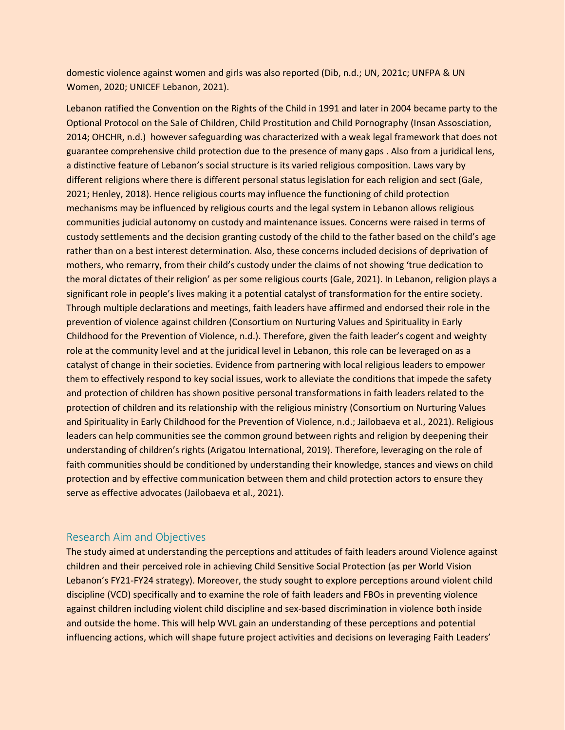domestic violence against women and girls was also reported (Dib, n.d.; UN, 2021c; UNFPA & UN Women, 2020; UNICEF Lebanon, 2021).

Lebanon ratified the Convention on the Rights of the Child in 1991 and later in 2004 became party to the Optional Protocol on the Sale of Children, Child Prostitution and Child Pornography (Insan Assosciation, 2014; OHCHR, n.d.) however safeguarding was characterized with a weak legal framework that does not guarantee comprehensive child protection due to the presence of many gaps . Also from a juridical lens, a distinctive feature of Lebanon's social structure is its varied religious composition. Laws vary by different religions where there is different personal status legislation for each religion and sect (Gale, 2021; Henley, 2018). Hence religious courts may influence the functioning of child protection mechanisms may be influenced by religious courts and the legal system in Lebanon allows religious communities judicial autonomy on custody and maintenance issues. Concerns were raised in terms of custody settlements and the decision granting custody of the child to the father based on the child's age rather than on a best interest determination. Also, these concerns included decisions of deprivation of mothers, who remarry, from their child's custody under the claims of not showing 'true dedication to the moral dictates of their religion' as per some religious courts (Gale, 2021). In Lebanon, religion plays a significant role in people's lives making it a potential catalyst of transformation for the entire society. Through multiple declarations and meetings, faith leaders have affirmed and endorsed their role in the prevention of violence against children (Consortium on Nurturing Values and Spirituality in Early Childhood for the Prevention of Violence, n.d.). Therefore, given the faith leader's cogent and weighty role at the community level and at the juridical level in Lebanon, this role can be leveraged on as a catalyst of change in their societies. Evidence from partnering with local religious leaders to empower them to effectively respond to key social issues, work to alleviate the conditions that impede the safety and protection of children has shown positive personal transformations in faith leaders related to the protection of children and its relationship with the religious ministry (Consortium on Nurturing Values and Spirituality in Early Childhood for the Prevention of Violence, n.d.; Jailobaeva et al., 2021). Religious leaders can help communities see the common ground between rights and religion by deepening their understanding of children's rights (Arigatou International, 2019). Therefore, leveraging on the role of faith communities should be conditioned by understanding their knowledge, stances and views on child protection and by effective communication between them and child protection actors to ensure they serve as effective advocates (Jailobaeva et al., 2021).

## Research Aim and Objectives

The study aimed at understanding the perceptions and attitudes of faith leaders around Violence against children and their perceived role in achieving Child Sensitive Social Protection (as per World Vision Lebanon's FY21-FY24 strategy). Moreover, the study sought to explore perceptions around violent child discipline (VCD) specifically and to examine the role of faith leaders and FBOs in preventing violence against children including violent child discipline and sex-based discrimination in violence both inside and outside the home. This will help WVL gain an understanding of these perceptions and potential influencing actions, which will shape future project activities and decisions on leveraging Faith Leaders'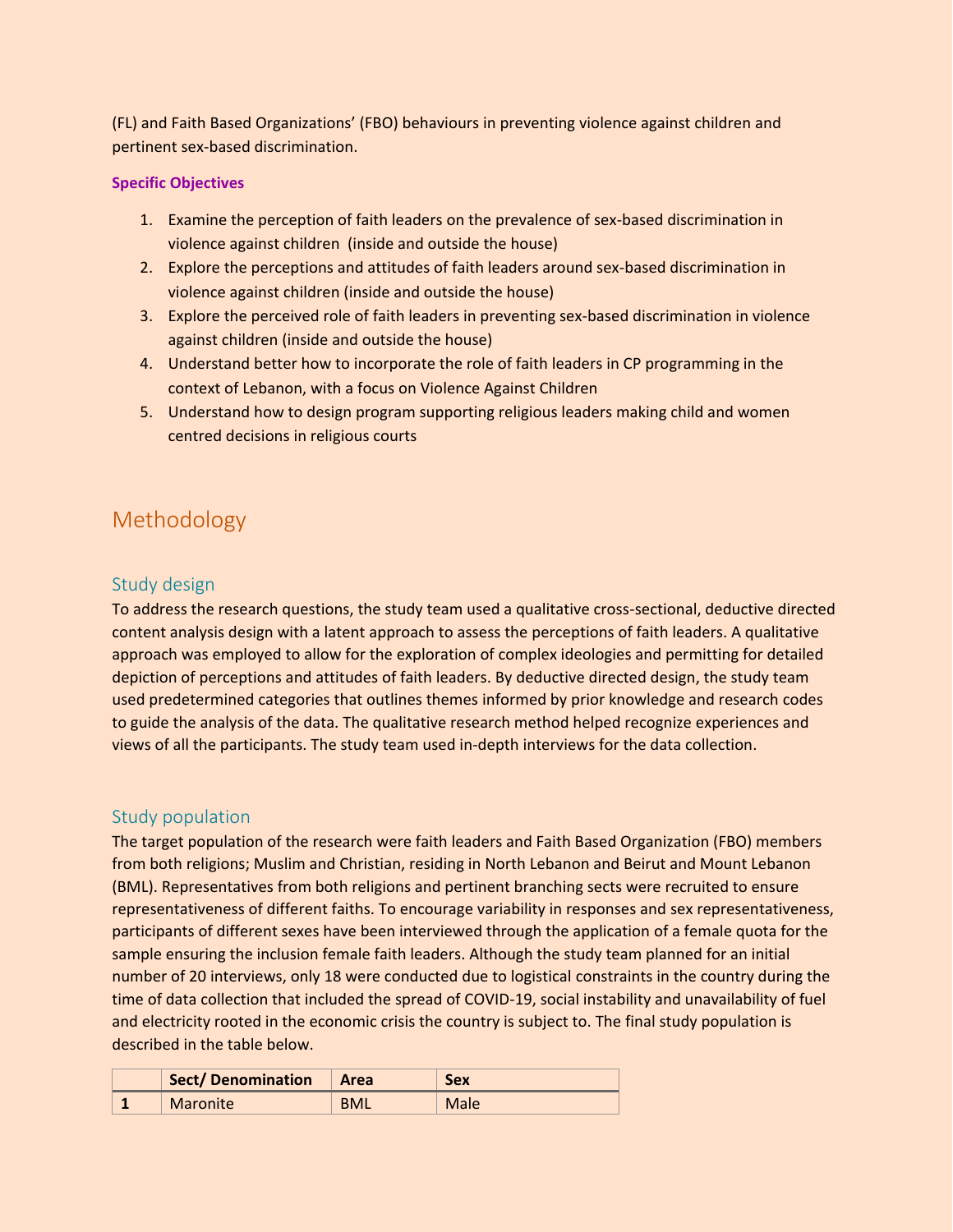(FL) and Faith Based Organizations' (FBO) behaviours in preventing violence against children and pertinent sex-based discrimination.

**Specific Objectives**

1. Examine the perception of faith leaders on the prevalence of sex-based discrimination in violence against children (inside and outside the house)
2. Explore the perceptions and attitudes of faith leaders around sex-based discrimination in violence against children (inside and outside the house)
3. Explore the perceived role of faith leaders in preventing sex-based discrimination in violence against children (inside and outside the house)
4. Understand better how to incorporate the role of faith leaders in CP programming in the context of Lebanon, with a focus on Violence Against Children
5. Understand how to design program supporting religious leaders making child and women centred decisions in religious courts

# Methodology

## Study design

To address the research questions, the study team used a qualitative cross-sectional, deductive directed content analysis design with a latent approach to assess the perceptions of faith leaders. A qualitative approach was employed to allow for the exploration of complex ideologies and permitting for detailed depiction of perceptions and attitudes of faith leaders. By deductive directed design, the study team used predetermined categories that outlines themes informed by prior knowledge and research codes to guide the analysis of the data. The qualitative research method helped recognize experiences and views of all the participants. The study team used in-depth interviews for the data collection.

## Study population

The target population of the research were faith leaders and Faith Based Organization (FBO) members from both religions; Muslim and Christian, residing in North Lebanon and Beirut and Mount Lebanon (BML). Representatives from both religions and pertinent branching sects were recruited to ensure representativeness of different faiths. To encourage variability in responses and sex representativeness, participants of different sexes have been interviewed through the application of a female quota for the sample ensuring the inclusion female faith leaders. Although the study team planned for an initial number of 20 interviews, only 18 were conducted due to logistical constraints in the country during the time of data collection that included the spread of COVID-19, social instability and unavailability of fuel and electricity rooted in the economic crisis the country is subject to. The final study population is described in the table below.

| | Sect/ Denomination | Area | Sex |
|---|---|---|---|
| **1** | Maronite | BML | Male |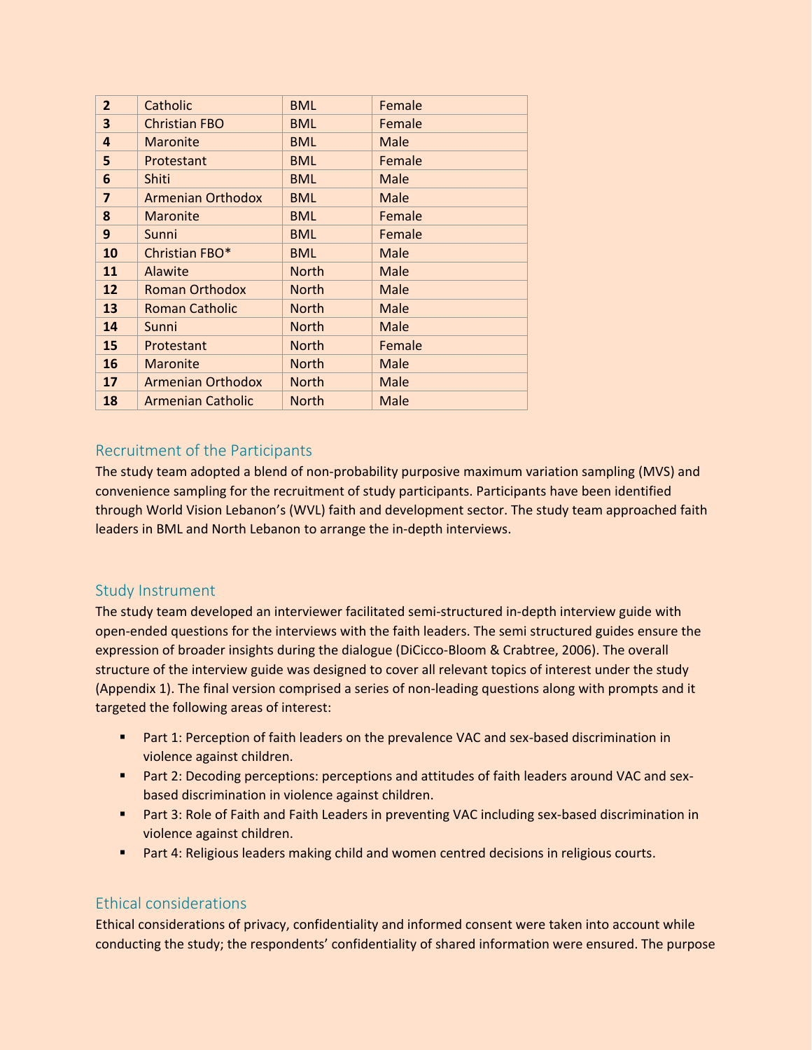| 2 | Catholic | BML | Female |
|---|---|---|---|
| 3 | Christian FBO | BML | Female |
| 4 | Maronite | BML | Male |
| 5 | Protestant | BML | Female |
| 6 | Shiti | BML | Male |
| 7 | Armenian Orthodox | BML | Male |
| 8 | Maronite | BML | Female |
| 9 | Sunni | BML | Female |
| 10 | Christian FBO* | BML | Male |
| 11 | Alawite | North | Male |
| 12 | Roman Orthodox | North | Male |
| 13 | Roman Catholic | North | Male |
| 14 | Sunni | North | Male |
| 15 | Protestant | North | Female |
| 16 | Maronite | North | Male |
| 17 | Armenian Orthodox | North | Male |
| 18 | Armenian Catholic | North | Male |

## Recruitment of the Participants

The study team adopted a blend of non-probability purposive maximum variation sampling (MVS) and convenience sampling for the recruitment of study participants. Participants have been identified through World Vision Lebanon's (WVL) faith and development sector. The study team approached faith leaders in BML and North Lebanon to arrange the in-depth interviews.

## Study Instrument

The study team developed an interviewer facilitated semi-structured in-depth interview guide with open-ended questions for the interviews with the faith leaders. The semi structured guides ensure the expression of broader insights during the dialogue (DiCicco-Bloom & Crabtree, 2006). The overall structure of the interview guide was designed to cover all relevant topics of interest under the study (Appendix 1). The final version comprised a series of non-leading questions along with prompts and it targeted the following areas of interest:

- Part 1: Perception of faith leaders on the prevalence VAC and sex-based discrimination in violence against children.
- Part 2: Decoding perceptions: perceptions and attitudes of faith leaders around VAC and sex-based discrimination in violence against children.
- Part 3: Role of Faith and Faith Leaders in preventing VAC including sex-based discrimination in violence against children.
- Part 4: Religious leaders making child and women centred decisions in religious courts.

## Ethical considerations

Ethical considerations of privacy, confidentiality and informed consent were taken into account while conducting the study; the respondents' confidentiality of shared information were ensured. The purpose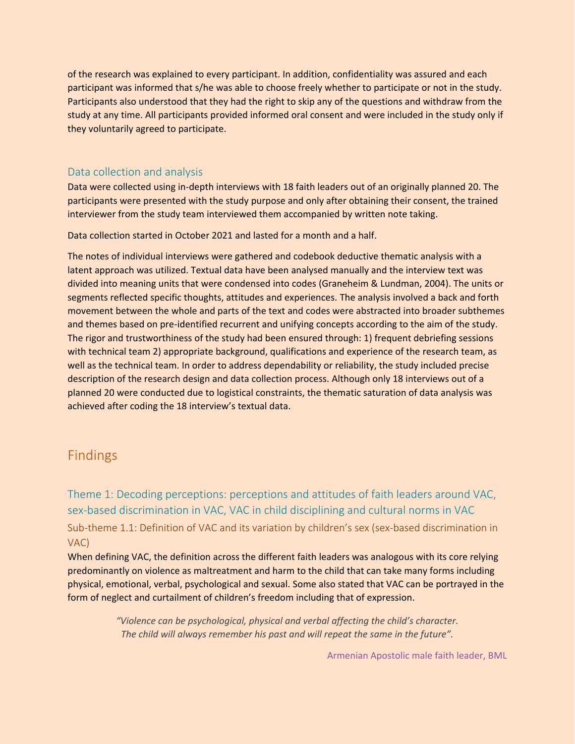of the research was explained to every participant. In addition, confidentiality was assured and each participant was informed that s/he was able to choose freely whether to participate or not in the study. Participants also understood that they had the right to skip any of the questions and withdraw from the study at any time. All participants provided informed oral consent and were included in the study only if they voluntarily agreed to participate.

### Data collection and analysis

Data were collected using in-depth interviews with 18 faith leaders out of an originally planned 20. The participants were presented with the study purpose and only after obtaining their consent, the trained interviewer from the study team interviewed them accompanied by written note taking.

Data collection started in October 2021 and lasted for a month and a half.

The notes of individual interviews were gathered and codebook deductive thematic analysis with a latent approach was utilized. Textual data have been analysed manually and the interview text was divided into meaning units that were condensed into codes (Graneheim & Lundman, 2004). The units or segments reflected specific thoughts, attitudes and experiences. The analysis involved a back and forth movement between the whole and parts of the text and codes were abstracted into broader subthemes and themes based on pre-identified recurrent and unifying concepts according to the aim of the study. The rigor and trustworthiness of the study had been ensured through: 1) frequent debriefing sessions with technical team 2) appropriate background, qualifications and experience of the research team, as well as the technical team. In order to address dependability or reliability, the study included precise description of the research design and data collection process. Although only 18 interviews out of a planned 20 were conducted due to logistical constraints, the thematic saturation of data analysis was achieved after coding the 18 interview's textual data.

## Findings

### Theme 1: Decoding perceptions: perceptions and attitudes of faith leaders around VAC, sex-based discrimination in VAC, VAC in child disciplining and cultural norms in VAC

#### Sub-theme 1.1: Definition of VAC and its variation by children's sex (sex-based discrimination in VAC)

When defining VAC, the definition across the different faith leaders was analogous with its core relying predominantly on violence as maltreatment and harm to the child that can take many forms including physical, emotional, verbal, psychological and sexual. Some also stated that VAC can be portrayed in the form of neglect and curtailment of children's freedom including that of expression.

> *"Violence can be psychological, physical and verbal affecting the child's character. The child will always remember his past and will repeat the same in the future".*
>
> Armenian Apostolic male faith leader, BML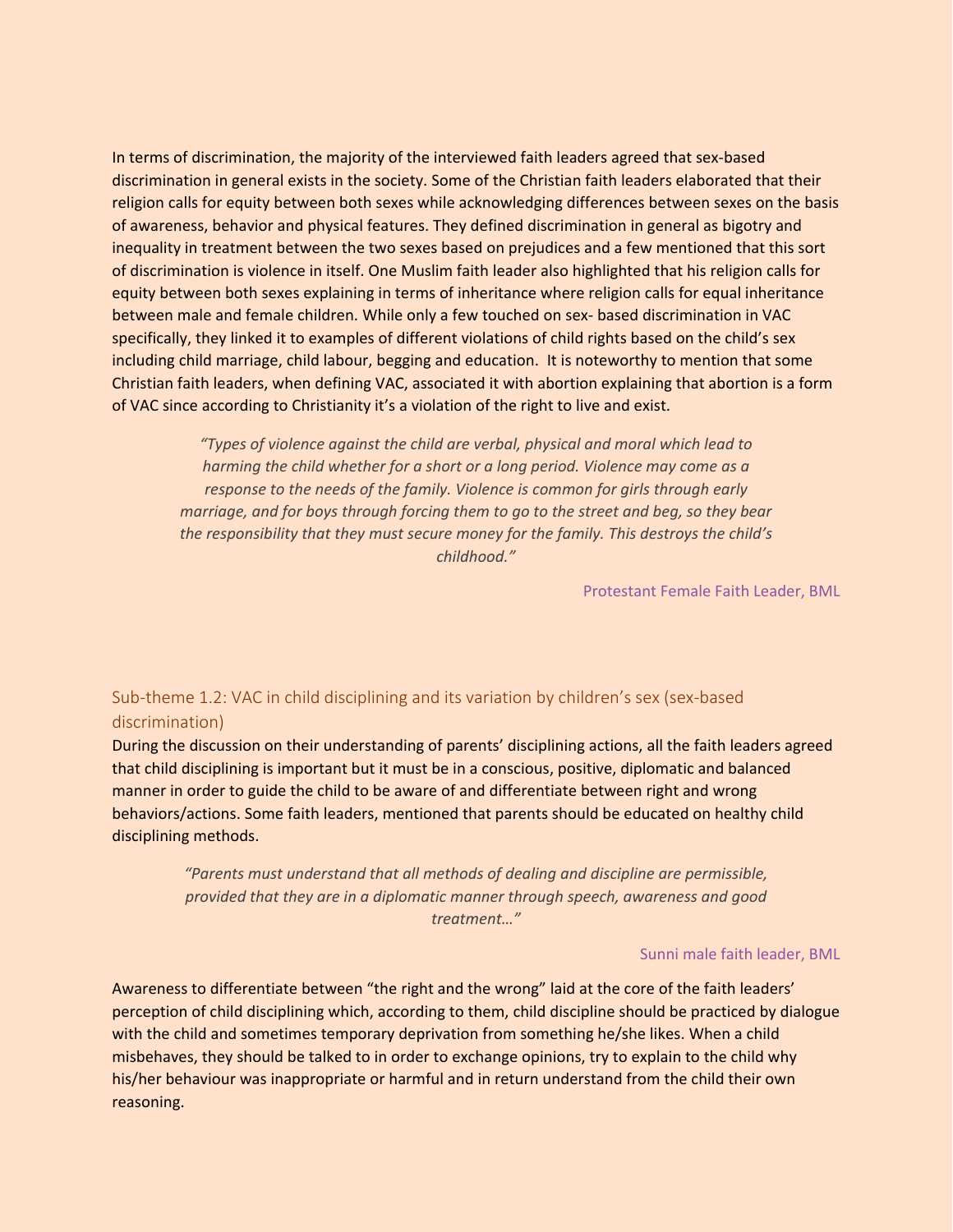In terms of discrimination, the majority of the interviewed faith leaders agreed that sex-based discrimination in general exists in the society. Some of the Christian faith leaders elaborated that their religion calls for equity between both sexes while acknowledging differences between sexes on the basis of awareness, behavior and physical features. They defined discrimination in general as bigotry and inequality in treatment between the two sexes based on prejudices and a few mentioned that this sort of discrimination is violence in itself. One Muslim faith leader also highlighted that his religion calls for equity between both sexes explaining in terms of inheritance where religion calls for equal inheritance between male and female children. While only a few touched on sex- based discrimination in VAC specifically, they linked it to examples of different violations of child rights based on the child's sex including child marriage, child labour, begging and education. It is noteworthy to mention that some Christian faith leaders, when defining VAC, associated it with abortion explaining that abortion is a form of VAC since according to Christianity it's a violation of the right to live and exist.

> *"Types of violence against the child are verbal, physical and moral which lead to harming the child whether for a short or a long period. Violence may come as a response to the needs of the family. Violence is common for girls through early marriage, and for boys through forcing them to go to the street and beg, so they bear the responsibility that they must secure money for the family. This destroys the child's childhood."*
>
> Protestant Female Faith Leader, BML

## Sub-theme 1.2: VAC in child disciplining and its variation by children's sex (sex-based discrimination)

During the discussion on their understanding of parents' disciplining actions, all the faith leaders agreed that child disciplining is important but it must be in a conscious, positive, diplomatic and balanced manner in order to guide the child to be aware of and differentiate between right and wrong behaviors/actions. Some faith leaders, mentioned that parents should be educated on healthy child disciplining methods.

> *"Parents must understand that all methods of dealing and discipline are permissible, provided that they are in a diplomatic manner through speech, awareness and good treatment…"*
>
> Sunni male faith leader, BML

Awareness to differentiate between "the right and the wrong" laid at the core of the faith leaders' perception of child disciplining which, according to them, child discipline should be practiced by dialogue with the child and sometimes temporary deprivation from something he/she likes. When a child misbehaves, they should be talked to in order to exchange opinions, try to explain to the child why his/her behaviour was inappropriate or harmful and in return understand from the child their own reasoning.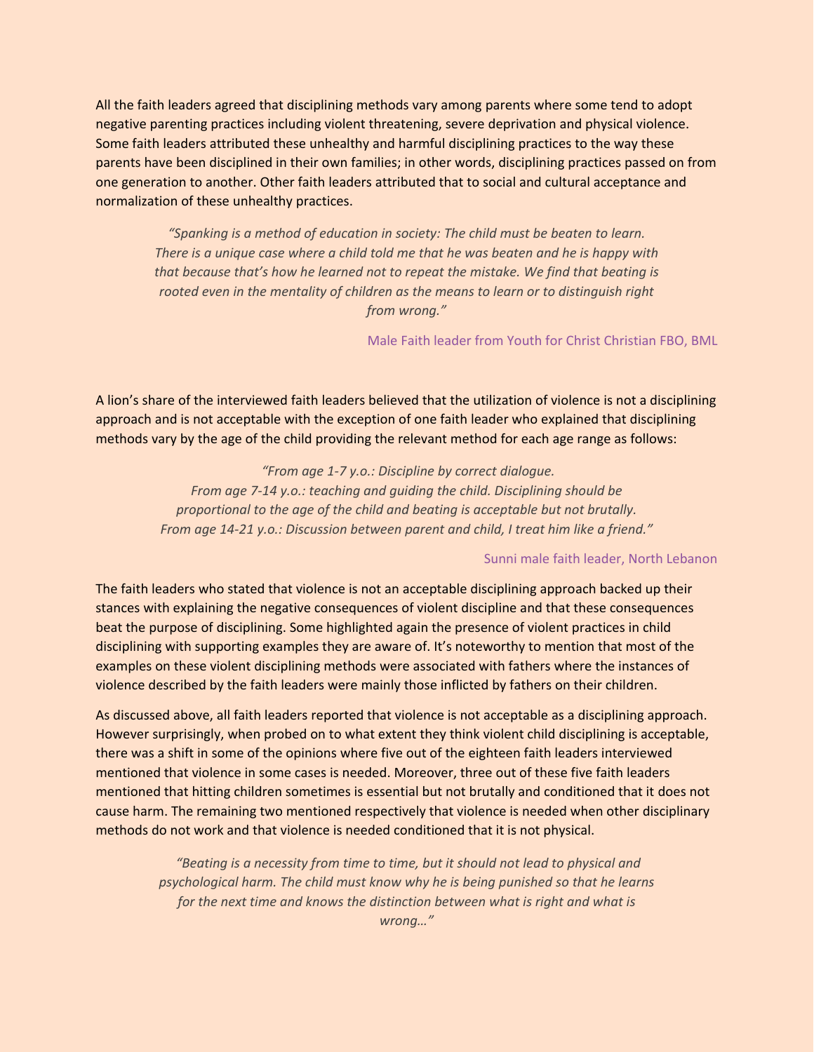All the faith leaders agreed that disciplining methods vary among parents where some tend to adopt negative parenting practices including violent threatening, severe deprivation and physical violence. Some faith leaders attributed these unhealthy and harmful disciplining practices to the way these parents have been disciplined in their own families; in other words, disciplining practices passed on from one generation to another. Other faith leaders attributed that to social and cultural acceptance and normalization of these unhealthy practices.

> *"Spanking is a method of education in society: The child must be beaten to learn. There is a unique case where a child told me that he was beaten and he is happy with that because that's how he learned not to repeat the mistake. We find that beating is rooted even in the mentality of children as the means to learn or to distinguish right from wrong."*
>
> Male Faith leader from Youth for Christ Christian FBO, BML

A lion's share of the interviewed faith leaders believed that the utilization of violence is not a disciplining approach and is not acceptable with the exception of one faith leader who explained that disciplining methods vary by the age of the child providing the relevant method for each age range as follows:

> *"From age 1-7 y.o.: Discipline by correct dialogue.*
> *From age 7-14 y.o.: teaching and guiding the child. Disciplining should be proportional to the age of the child and beating is acceptable but not brutally.*
> *From age 14-21 y.o.: Discussion between parent and child, I treat him like a friend."*
>
> Sunni male faith leader, North Lebanon

The faith leaders who stated that violence is not an acceptable disciplining approach backed up their stances with explaining the negative consequences of violent discipline and that these consequences beat the purpose of disciplining. Some highlighted again the presence of violent practices in child disciplining with supporting examples they are aware of. It's noteworthy to mention that most of the examples on these violent disciplining methods were associated with fathers where the instances of violence described by the faith leaders were mainly those inflicted by fathers on their children.

As discussed above, all faith leaders reported that violence is not acceptable as a disciplining approach. However surprisingly, when probed on to what extent they think violent child disciplining is acceptable, there was a shift in some of the opinions where five out of the eighteen faith leaders interviewed mentioned that violence in some cases is needed. Moreover, three out of these five faith leaders mentioned that hitting children sometimes is essential but not brutally and conditioned that it does not cause harm. The remaining two mentioned respectively that violence is needed when other disciplinary methods do not work and that violence is needed conditioned that it is not physical.

> *"Beating is a necessity from time to time, but it should not lead to physical and psychological harm. The child must know why he is being punished so that he learns for the next time and knows the distinction between what is right and what is wrong…"*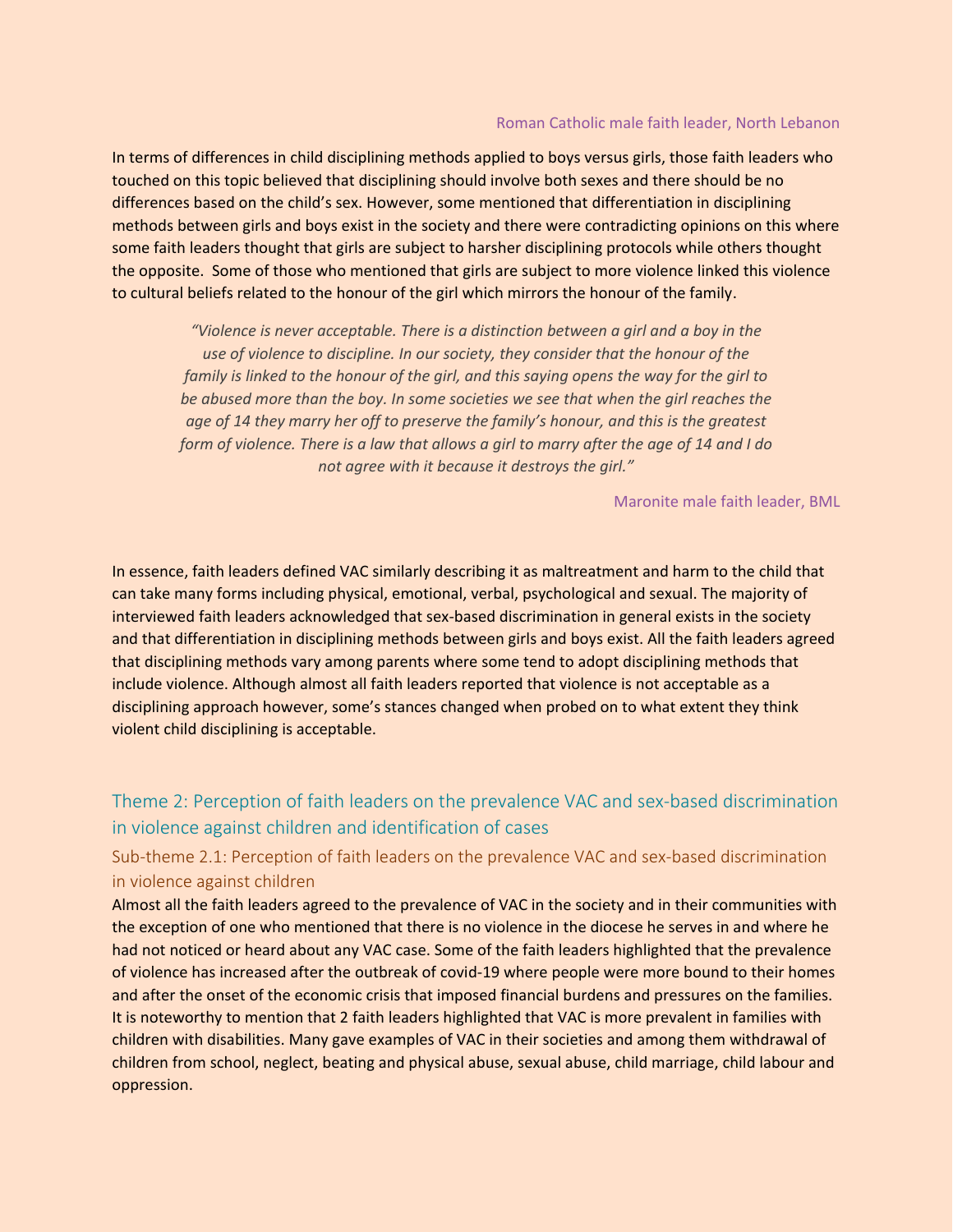Roman Catholic male faith leader, North Lebanon

In terms of differences in child disciplining methods applied to boys versus girls, those faith leaders who touched on this topic believed that disciplining should involve both sexes and there should be no differences based on the child's sex. However, some mentioned that differentiation in disciplining methods between girls and boys exist in the society and there were contradicting opinions on this where some faith leaders thought that girls are subject to harsher disciplining protocols while others thought the opposite. Some of those who mentioned that girls are subject to more violence linked this violence to cultural beliefs related to the honour of the girl which mirrors the honour of the family.

> *"Violence is never acceptable. There is a distinction between a girl and a boy in the use of violence to discipline. In our society, they consider that the honour of the family is linked to the honour of the girl, and this saying opens the way for the girl to be abused more than the boy. In some societies we see that when the girl reaches the age of 14 they marry her off to preserve the family's honour, and this is the greatest form of violence. There is a law that allows a girl to marry after the age of 14 and I do not agree with it because it destroys the girl."*

Maronite male faith leader, BML

In essence, faith leaders defined VAC similarly describing it as maltreatment and harm to the child that can take many forms including physical, emotional, verbal, psychological and sexual. The majority of interviewed faith leaders acknowledged that sex-based discrimination in general exists in the society and that differentiation in disciplining methods between girls and boys exist. All the faith leaders agreed that disciplining methods vary among parents where some tend to adopt disciplining methods that include violence. Although almost all faith leaders reported that violence is not acceptable as a disciplining approach however, some's stances changed when probed on to what extent they think violent child disciplining is acceptable.

## Theme 2: Perception of faith leaders on the prevalence VAC and sex-based discrimination in violence against children and identification of cases

### Sub-theme 2.1: Perception of faith leaders on the prevalence VAC and sex-based discrimination in violence against children

Almost all the faith leaders agreed to the prevalence of VAC in the society and in their communities with the exception of one who mentioned that there is no violence in the diocese he serves in and where he had not noticed or heard about any VAC case. Some of the faith leaders highlighted that the prevalence of violence has increased after the outbreak of covid-19 where people were more bound to their homes and after the onset of the economic crisis that imposed financial burdens and pressures on the families. It is noteworthy to mention that 2 faith leaders highlighted that VAC is more prevalent in families with children with disabilities. Many gave examples of VAC in their societies and among them withdrawal of children from school, neglect, beating and physical abuse, sexual abuse, child marriage, child labour and oppression.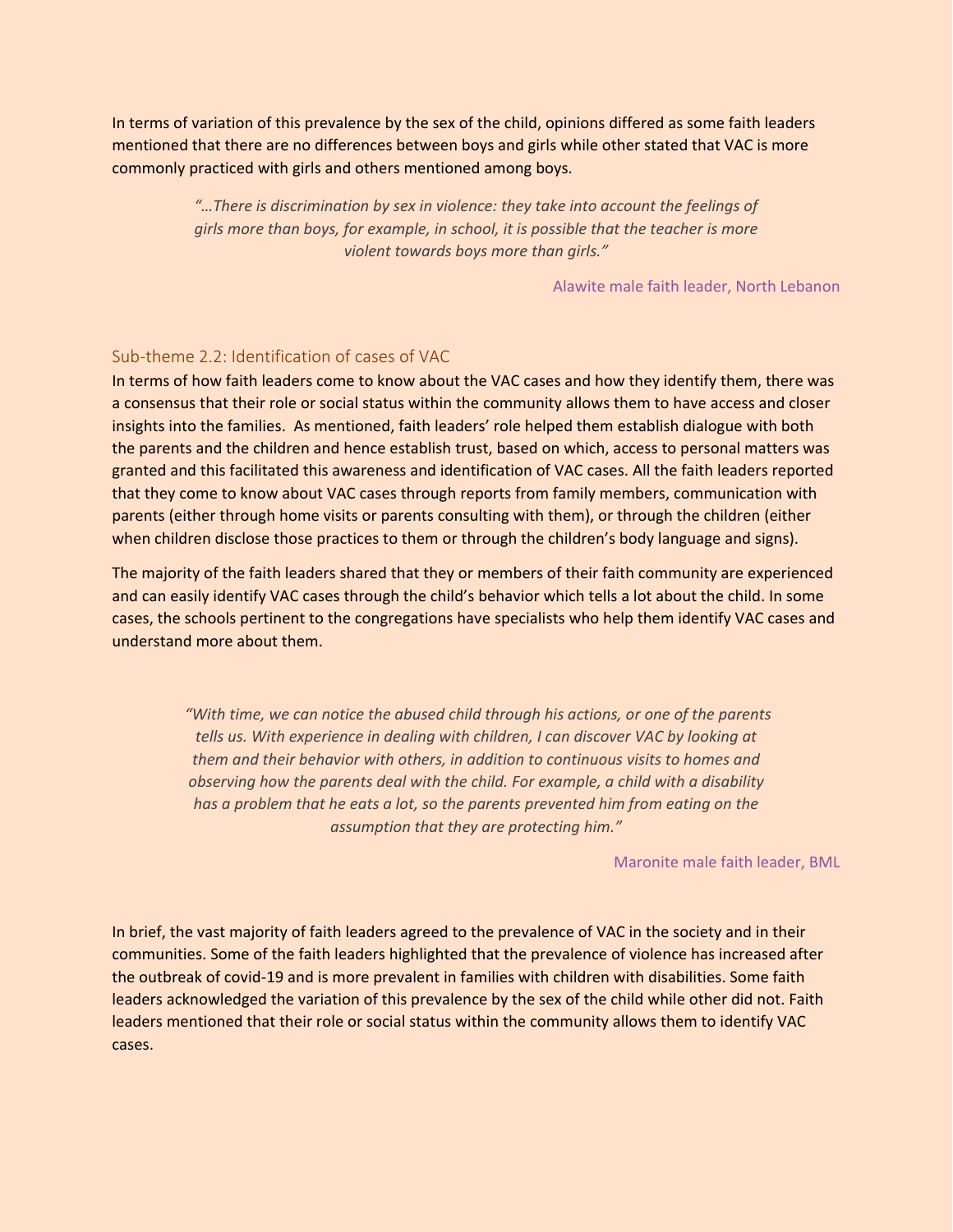In terms of variation of this prevalence by the sex of the child, opinions differed as some faith leaders mentioned that there are no differences between boys and girls while other stated that VAC is more commonly practiced with girls and others mentioned among boys.

> *"…There is discrimination by sex in violence: they take into account the feelings of girls more than boys, for example, in school, it is possible that the teacher is more violent towards boys more than girls."*
>
> Alawite male faith leader, North Lebanon

### Sub-theme 2.2: Identification of cases of VAC

In terms of how faith leaders come to know about the VAC cases and how they identify them, there was a consensus that their role or social status within the community allows them to have access and closer insights into the families. As mentioned, faith leaders' role helped them establish dialogue with both the parents and the children and hence establish trust, based on which, access to personal matters was granted and this facilitated this awareness and identification of VAC cases. All the faith leaders reported that they come to know about VAC cases through reports from family members, communication with parents (either through home visits or parents consulting with them), or through the children (either when children disclose those practices to them or through the children's body language and signs).

The majority of the faith leaders shared that they or members of their faith community are experienced and can easily identify VAC cases through the child's behavior which tells a lot about the child. In some cases, the schools pertinent to the congregations have specialists who help them identify VAC cases and understand more about them.

> *"With time, we can notice the abused child through his actions, or one of the parents tells us. With experience in dealing with children, I can discover VAC by looking at them and their behavior with others, in addition to continuous visits to homes and observing how the parents deal with the child. For example, a child with a disability has a problem that he eats a lot, so the parents prevented him from eating on the assumption that they are protecting him."*
>
> Maronite male faith leader, BML

In brief, the vast majority of faith leaders agreed to the prevalence of VAC in the society and in their communities. Some of the faith leaders highlighted that the prevalence of violence has increased after the outbreak of covid-19 and is more prevalent in families with children with disabilities. Some faith leaders acknowledged the variation of this prevalence by the sex of the child while other did not. Faith leaders mentioned that their role or social status within the community allows them to identify VAC cases.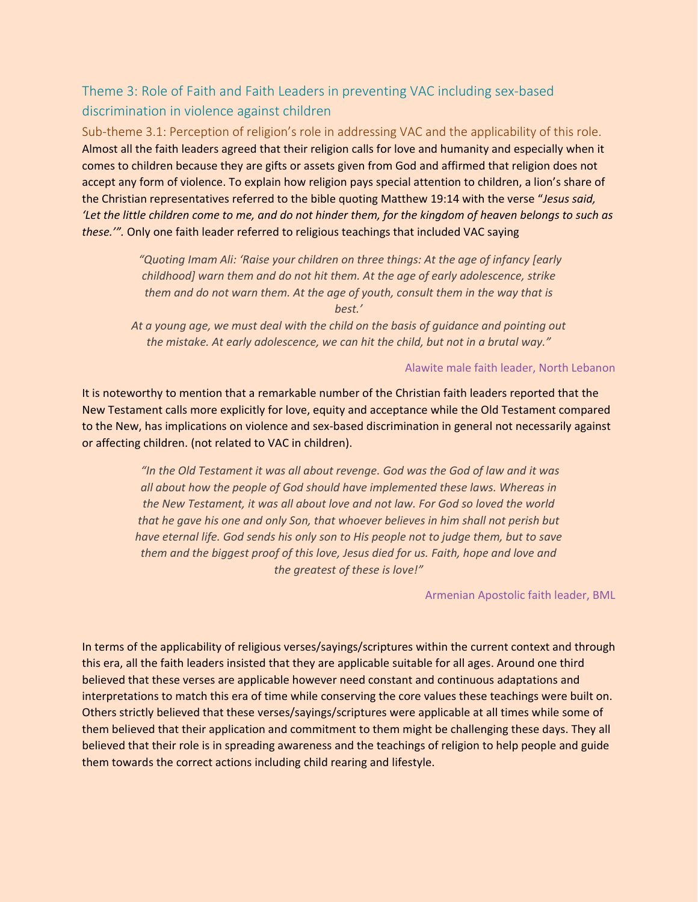## Theme 3: Role of Faith and Faith Leaders in preventing VAC including sex-based discrimination in violence against children

### Sub-theme 3.1: Perception of religion's role in addressing VAC and the applicability of this role.

Almost all the faith leaders agreed that their religion calls for love and humanity and especially when it comes to children because they are gifts or assets given from God and affirmed that religion does not accept any form of violence. To explain how religion pays special attention to children, a lion's share of the Christian representatives referred to the bible quoting Matthew 19:14 with the verse "*Jesus said, 'Let the little children come to me, and do not hinder them, for the kingdom of heaven belongs to such as these.'*". Only one faith leader referred to religious teachings that included VAC saying

> *"Quoting Imam Ali: 'Raise your children on three things: At the age of infancy [early childhood] warn them and do not hit them. At the age of early adolescence, strike them and do not warn them. At the age of youth, consult them in the way that is best.'*
> *At a young age, we must deal with the child on the basis of guidance and pointing out the mistake. At early adolescence, we can hit the child, but not in a brutal way."*
>
> Alawite male faith leader, North Lebanon

It is noteworthy to mention that a remarkable number of the Christian faith leaders reported that the New Testament calls more explicitly for love, equity and acceptance while the Old Testament compared to the New, has implications on violence and sex-based discrimination in general not necessarily against or affecting children. (not related to VAC in children).

> *"In the Old Testament it was all about revenge. God was the God of law and it was all about how the people of God should have implemented these laws. Whereas in the New Testament, it was all about love and not law. For God so loved the world that he gave his one and only Son, that whoever believes in him shall not perish but have eternal life. God sends his only son to His people not to judge them, but to save them and the biggest proof of this love, Jesus died for us. Faith, hope and love and the greatest of these is love!"*
>
> Armenian Apostolic faith leader, BML

In terms of the applicability of religious verses/sayings/scriptures within the current context and through this era, all the faith leaders insisted that they are applicable suitable for all ages. Around one third believed that these verses are applicable however need constant and continuous adaptations and interpretations to match this era of time while conserving the core values these teachings were built on. Others strictly believed that these verses/sayings/scriptures were applicable at all times while some of them believed that their application and commitment to them might be challenging these days. They all believed that their role is in spreading awareness and the teachings of religion to help people and guide them towards the correct actions including child rearing and lifestyle.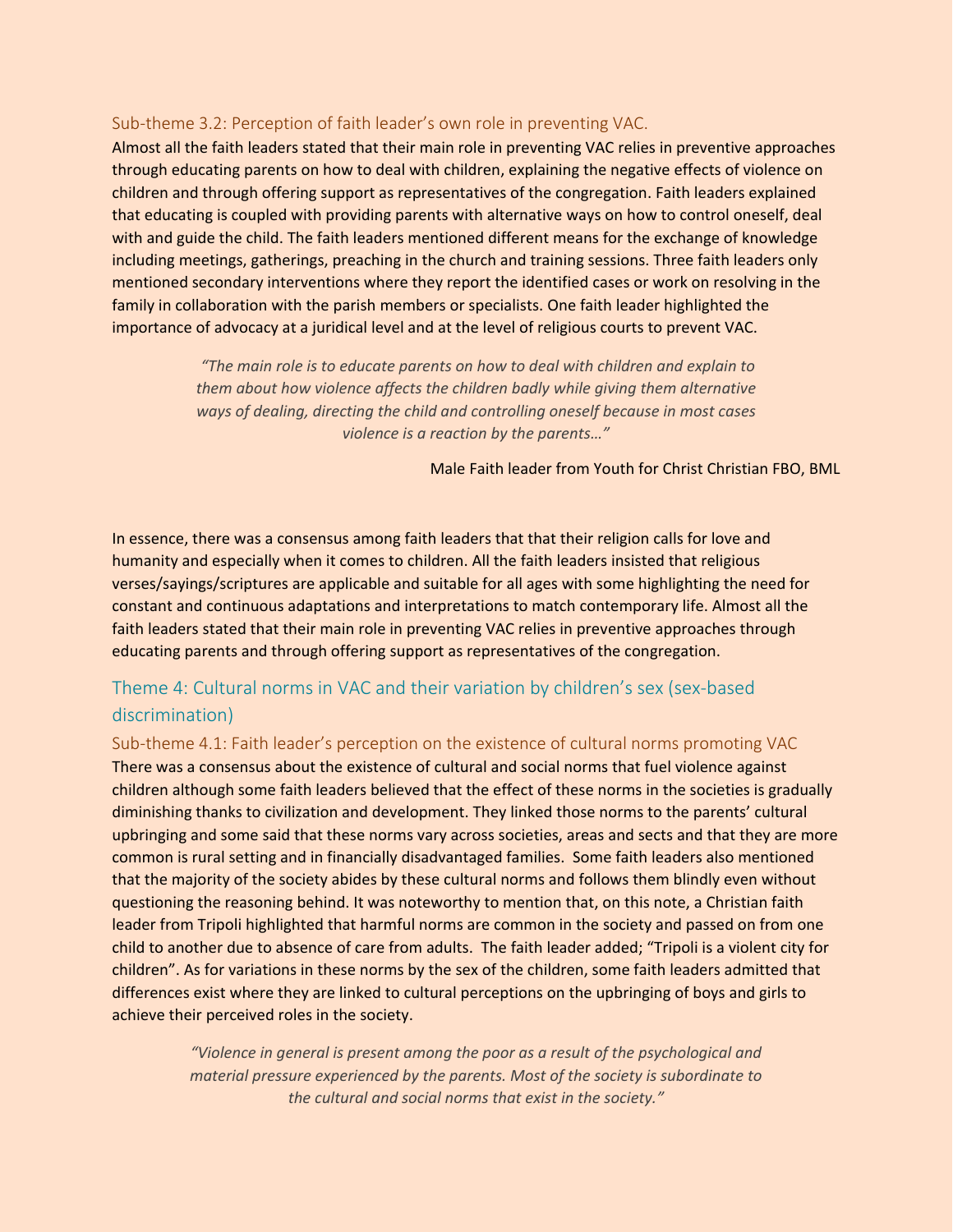### Sub-theme 3.2: Perception of faith leader's own role in preventing VAC.

Almost all the faith leaders stated that their main role in preventing VAC relies in preventive approaches through educating parents on how to deal with children, explaining the negative effects of violence on children and through offering support as representatives of the congregation. Faith leaders explained that educating is coupled with providing parents with alternative ways on how to control oneself, deal with and guide the child. The faith leaders mentioned different means for the exchange of knowledge including meetings, gatherings, preaching in the church and training sessions. Three faith leaders only mentioned secondary interventions where they report the identified cases or work on resolving in the family in collaboration with the parish members or specialists. One faith leader highlighted the importance of advocacy at a juridical level and at the level of religious courts to prevent VAC.

> *"The main role is to educate parents on how to deal with children and explain to them about how violence affects the children badly while giving them alternative ways of dealing, directing the child and controlling oneself because in most cases violence is a reaction by the parents…"*
>
> Male Faith leader from Youth for Christ Christian FBO, BML

In essence, there was a consensus among faith leaders that that their religion calls for love and humanity and especially when it comes to children. All the faith leaders insisted that religious verses/sayings/scriptures are applicable and suitable for all ages with some highlighting the need for constant and continuous adaptations and interpretations to match contemporary life. Almost all the faith leaders stated that their main role in preventing VAC relies in preventive approaches through educating parents and through offering support as representatives of the congregation.

## Theme 4: Cultural norms in VAC and their variation by children's sex (sex-based discrimination)

### Sub-theme 4.1: Faith leader's perception on the existence of cultural norms promoting VAC

There was a consensus about the existence of cultural and social norms that fuel violence against children although some faith leaders believed that the effect of these norms in the societies is gradually diminishing thanks to civilization and development. They linked those norms to the parents' cultural upbringing and some said that these norms vary across societies, areas and sects and that they are more common is rural setting and in financially disadvantaged families. Some faith leaders also mentioned that the majority of the society abides by these cultural norms and follows them blindly even without questioning the reasoning behind. It was noteworthy to mention that, on this note, a Christian faith leader from Tripoli highlighted that harmful norms are common in the society and passed on from one child to another due to absence of care from adults. The faith leader added; "Tripoli is a violent city for children". As for variations in these norms by the sex of the children, some faith leaders admitted that differences exist where they are linked to cultural perceptions on the upbringing of boys and girls to achieve their perceived roles in the society.

> *"Violence in general is present among the poor as a result of the psychological and material pressure experienced by the parents. Most of the society is subordinate to the cultural and social norms that exist in the society."*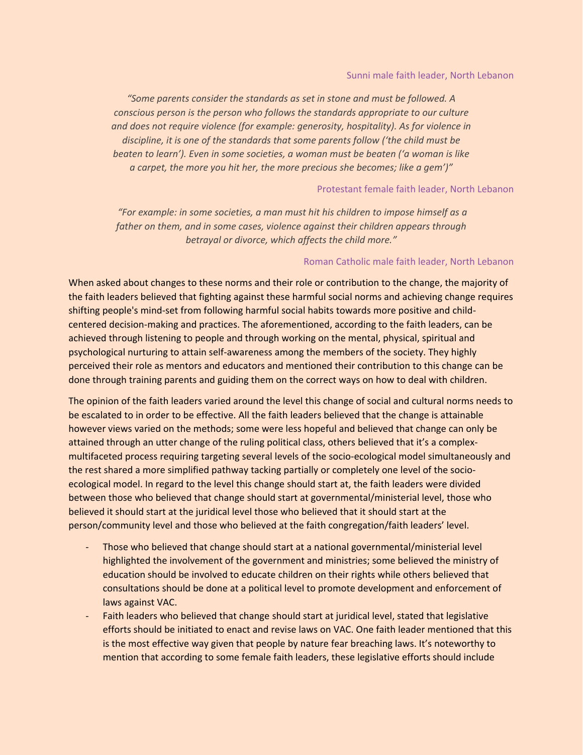Sunni male faith leader, North Lebanon

*"Some parents consider the standards as set in stone and must be followed. A conscious person is the person who follows the standards appropriate to our culture and does not require violence (for example: generosity, hospitality). As for violence in discipline, it is one of the standards that some parents follow ('the child must be beaten to learn'). Even in some societies, a woman must be beaten ('a woman is like a carpet, the more you hit her, the more precious she becomes; like a gem')"*

Protestant female faith leader, North Lebanon

*"For example: in some societies, a man must hit his children to impose himself as a father on them, and in some cases, violence against their children appears through betrayal or divorce, which affects the child more."*

Roman Catholic male faith leader, North Lebanon

When asked about changes to these norms and their role or contribution to the change, the majority of the faith leaders believed that fighting against these harmful social norms and achieving change requires shifting people's mind-set from following harmful social habits towards more positive and child-centered decision-making and practices. The aforementioned, according to the faith leaders, can be achieved through listening to people and through working on the mental, physical, spiritual and psychological nurturing to attain self-awareness among the members of the society. They highly perceived their role as mentors and educators and mentioned their contribution to this change can be done through training parents and guiding them on the correct ways on how to deal with children.

The opinion of the faith leaders varied around the level this change of social and cultural norms needs to be escalated to in order to be effective. All the faith leaders believed that the change is attainable however views varied on the methods; some were less hopeful and believed that change can only be attained through an utter change of the ruling political class, others believed that it's a complex-multifaceted process requiring targeting several levels of the socio-ecological model simultaneously and the rest shared a more simplified pathway tacking partially or completely one level of the socio-ecological model. In regard to the level this change should start at, the faith leaders were divided between those who believed that change should start at governmental/ministerial level, those who believed it should start at the juridical level those who believed that it should start at the person/community level and those who believed at the faith congregation/faith leaders' level.

- Those who believed that change should start at a national governmental/ministerial level highlighted the involvement of the government and ministries; some believed the ministry of education should be involved to educate children on their rights while others believed that consultations should be done at a political level to promote development and enforcement of laws against VAC.
- Faith leaders who believed that change should start at juridical level, stated that legislative efforts should be initiated to enact and revise laws on VAC. One faith leader mentioned that this is the most effective way given that people by nature fear breaching laws. It's noteworthy to mention that according to some female faith leaders, these legislative efforts should include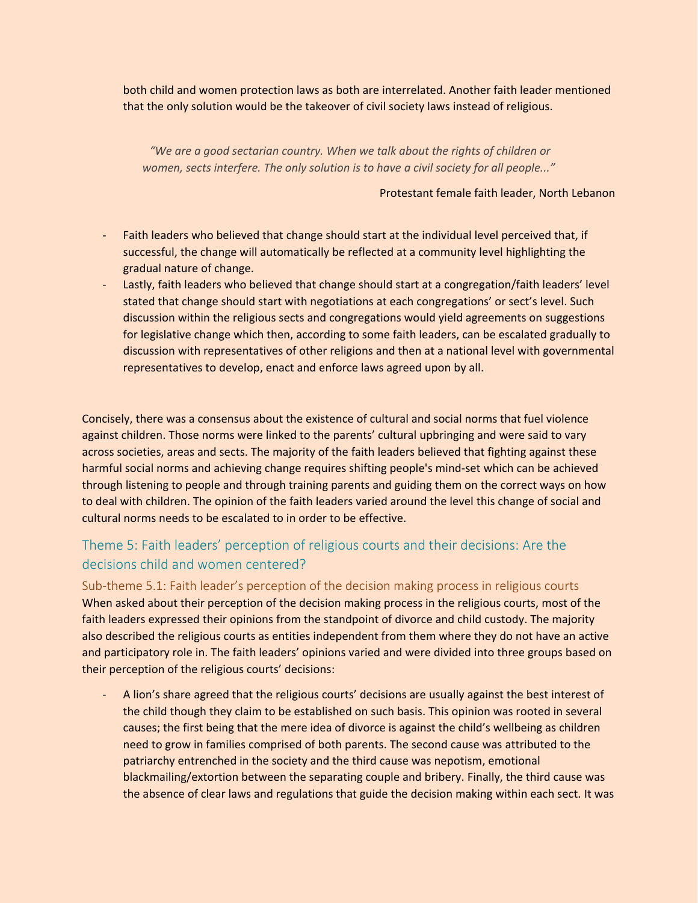both child and women protection laws as both are interrelated. Another faith leader mentioned that the only solution would be the takeover of civil society laws instead of religious.

> *"We are a good sectarian country. When we talk about the rights of children or women, sects interfere. The only solution is to have a civil society for all people..."*
>
> Protestant female faith leader, North Lebanon

- Faith leaders who believed that change should start at the individual level perceived that, if successful, the change will automatically be reflected at a community level highlighting the gradual nature of change.
- Lastly, faith leaders who believed that change should start at a congregation/faith leaders' level stated that change should start with negotiations at each congregations' or sect's level. Such discussion within the religious sects and congregations would yield agreements on suggestions for legislative change which then, according to some faith leaders, can be escalated gradually to discussion with representatives of other religions and then at a national level with governmental representatives to develop, enact and enforce laws agreed upon by all.

Concisely, there was a consensus about the existence of cultural and social norms that fuel violence against children. Those norms were linked to the parents' cultural upbringing and were said to vary across societies, areas and sects. The majority of the faith leaders believed that fighting against these harmful social norms and achieving change requires shifting people's mind-set which can be achieved through listening to people and through training parents and guiding them on the correct ways on how to deal with children. The opinion of the faith leaders varied around the level this change of social and cultural norms needs to be escalated to in order to be effective.

## Theme 5: Faith leaders' perception of religious courts and their decisions: Are the decisions child and women centered?

### Sub-theme 5.1: Faith leader's perception of the decision making process in religious courts

When asked about their perception of the decision making process in the religious courts, most of the faith leaders expressed their opinions from the standpoint of divorce and child custody. The majority also described the religious courts as entities independent from them where they do not have an active and participatory role in. The faith leaders' opinions varied and were divided into three groups based on their perception of the religious courts' decisions:

- A lion's share agreed that the religious courts' decisions are usually against the best interest of the child though they claim to be established on such basis. This opinion was rooted in several causes; the first being that the mere idea of divorce is against the child's wellbeing as children need to grow in families comprised of both parents. The second cause was attributed to the patriarchy entrenched in the society and the third cause was nepotism, emotional blackmailing/extortion between the separating couple and bribery. Finally, the third cause was the absence of clear laws and regulations that guide the decision making within each sect. It was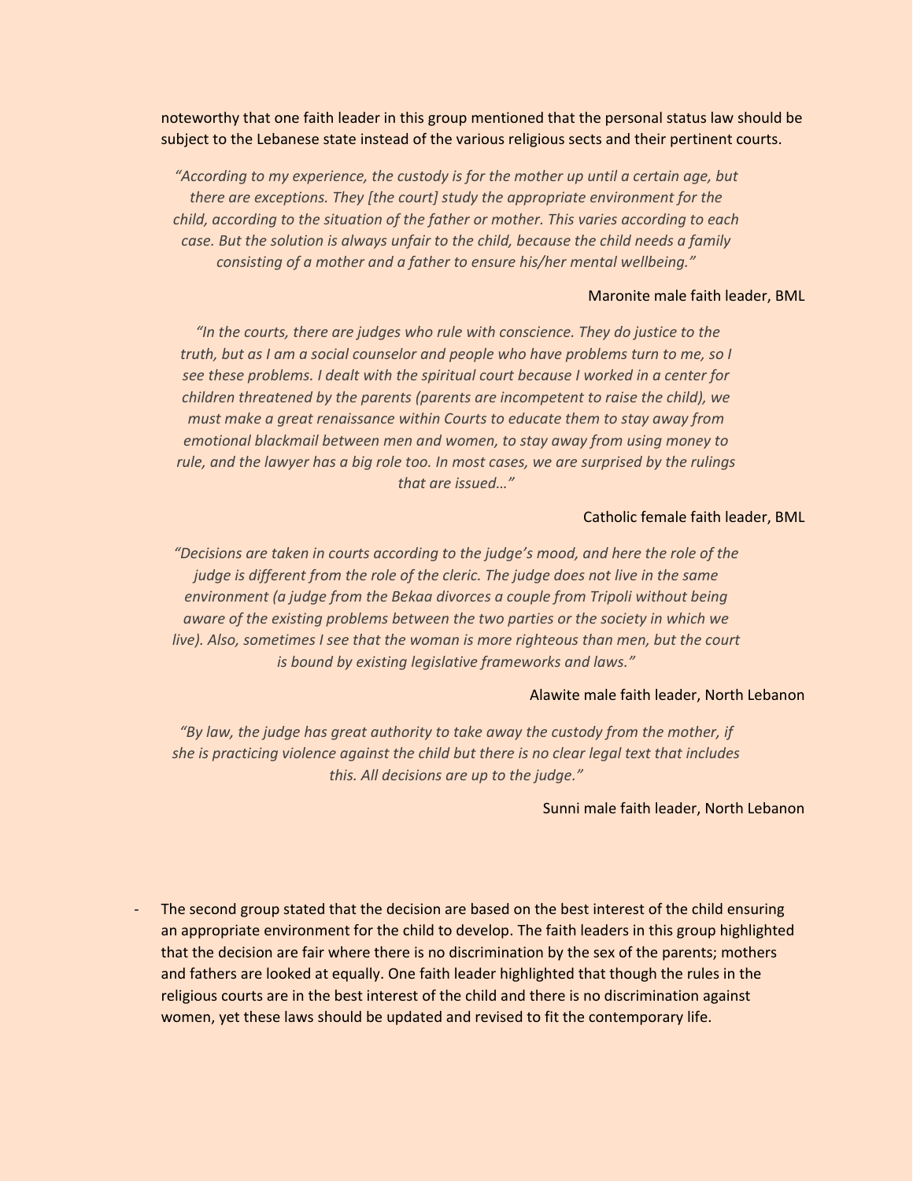noteworthy that one faith leader in this group mentioned that the personal status law should be subject to the Lebanese state instead of the various religious sects and their pertinent courts.

> *"According to my experience, the custody is for the mother up until a certain age, but there are exceptions. They [the court] study the appropriate environment for the child, according to the situation of the father or mother. This varies according to each case. But the solution is always unfair to the child, because the child needs a family consisting of a mother and a father to ensure his/her mental wellbeing."*

Maronite male faith leader, BML

> *"In the courts, there are judges who rule with conscience. They do justice to the truth, but as I am a social counselor and people who have problems turn to me, so I see these problems. I dealt with the spiritual court because I worked in a center for children threatened by the parents (parents are incompetent to raise the child), we must make a great renaissance within Courts to educate them to stay away from emotional blackmail between men and women, to stay away from using money to rule, and the lawyer has a big role too. In most cases, we are surprised by the rulings that are issued…"*

Catholic female faith leader, BML

> *"Decisions are taken in courts according to the judge's mood, and here the role of the judge is different from the role of the cleric. The judge does not live in the same environment (a judge from the Bekaa divorces a couple from Tripoli without being aware of the existing problems between the two parties or the society in which we live). Also, sometimes I see that the woman is more righteous than men, but the court is bound by existing legislative frameworks and laws."*

Alawite male faith leader, North Lebanon

> *"By law, the judge has great authority to take away the custody from the mother, if she is practicing violence against the child but there is no clear legal text that includes this. All decisions are up to the judge."*

Sunni male faith leader, North Lebanon

- The second group stated that the decision are based on the best interest of the child ensuring an appropriate environment for the child to develop. The faith leaders in this group highlighted that the decision are fair where there is no discrimination by the sex of the parents; mothers and fathers are looked at equally. One faith leader highlighted that though the rules in the religious courts are in the best interest of the child and there is no discrimination against women, yet these laws should be updated and revised to fit the contemporary life.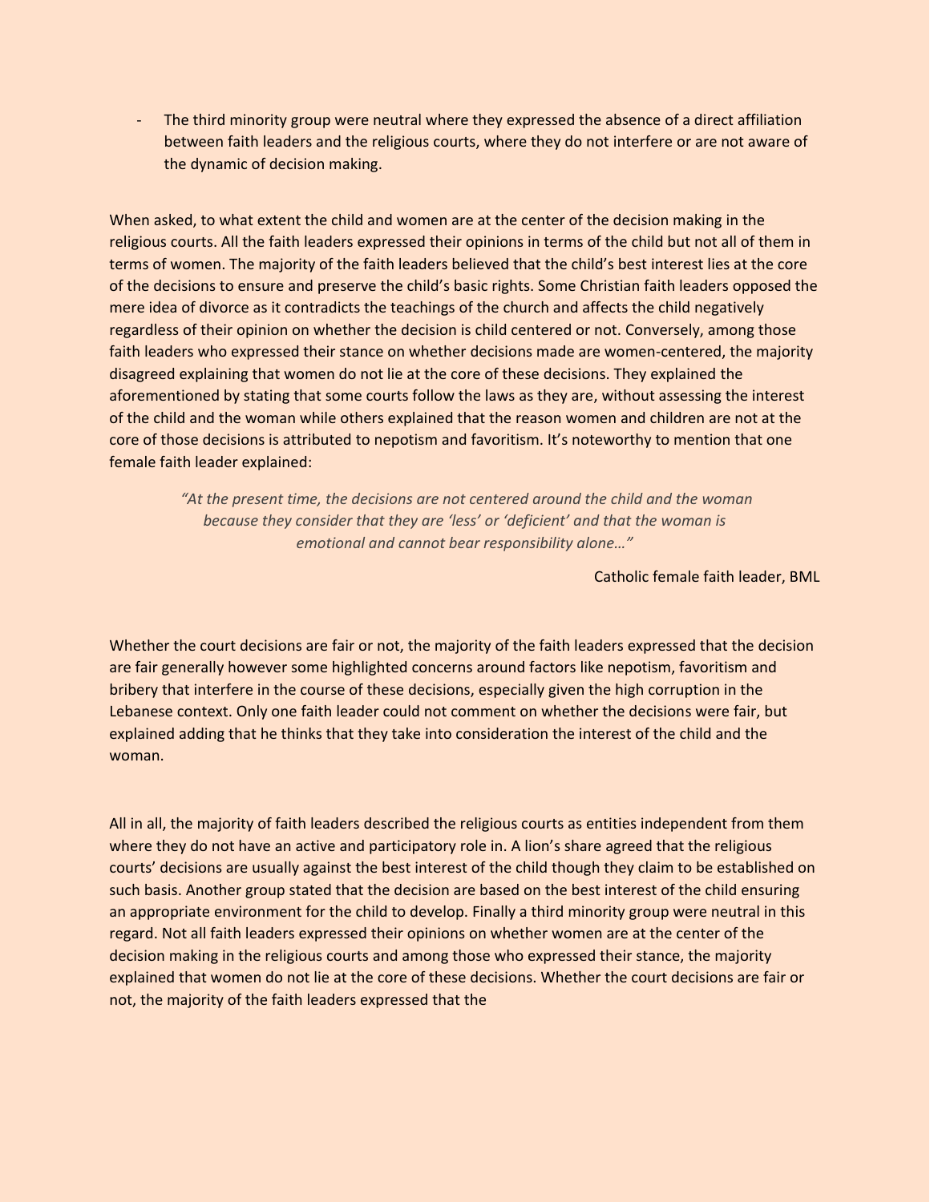- The third minority group were neutral where they expressed the absence of a direct affiliation between faith leaders and the religious courts, where they do not interfere or are not aware of the dynamic of decision making.

When asked, to what extent the child and women are at the center of the decision making in the religious courts. All the faith leaders expressed their opinions in terms of the child but not all of them in terms of women. The majority of the faith leaders believed that the child's best interest lies at the core of the decisions to ensure and preserve the child's basic rights. Some Christian faith leaders opposed the mere idea of divorce as it contradicts the teachings of the church and affects the child negatively regardless of their opinion on whether the decision is child centered or not. Conversely, among those faith leaders who expressed their stance on whether decisions made are women-centered, the majority disagreed explaining that women do not lie at the core of these decisions. They explained the aforementioned by stating that some courts follow the laws as they are, without assessing the interest of the child and the woman while others explained that the reason women and children are not at the core of those decisions is attributed to nepotism and favoritism. It's noteworthy to mention that one female faith leader explained:

> *"At the present time, the decisions are not centered around the child and the woman because they consider that they are 'less' or 'deficient' and that the woman is emotional and cannot bear responsibility alone…"*
>
> Catholic female faith leader, BML

Whether the court decisions are fair or not, the majority of the faith leaders expressed that the decision are fair generally however some highlighted concerns around factors like nepotism, favoritism and bribery that interfere in the course of these decisions, especially given the high corruption in the Lebanese context. Only one faith leader could not comment on whether the decisions were fair, but explained adding that he thinks that they take into consideration the interest of the child and the woman.

All in all, the majority of faith leaders described the religious courts as entities independent from them where they do not have an active and participatory role in. A lion's share agreed that the religious courts' decisions are usually against the best interest of the child though they claim to be established on such basis. Another group stated that the decision are based on the best interest of the child ensuring an appropriate environment for the child to develop. Finally a third minority group were neutral in this regard. Not all faith leaders expressed their opinions on whether women are at the center of the decision making in the religious courts and among those who expressed their stance, the majority explained that women do not lie at the core of these decisions. Whether the court decisions are fair or not, the majority of the faith leaders expressed that the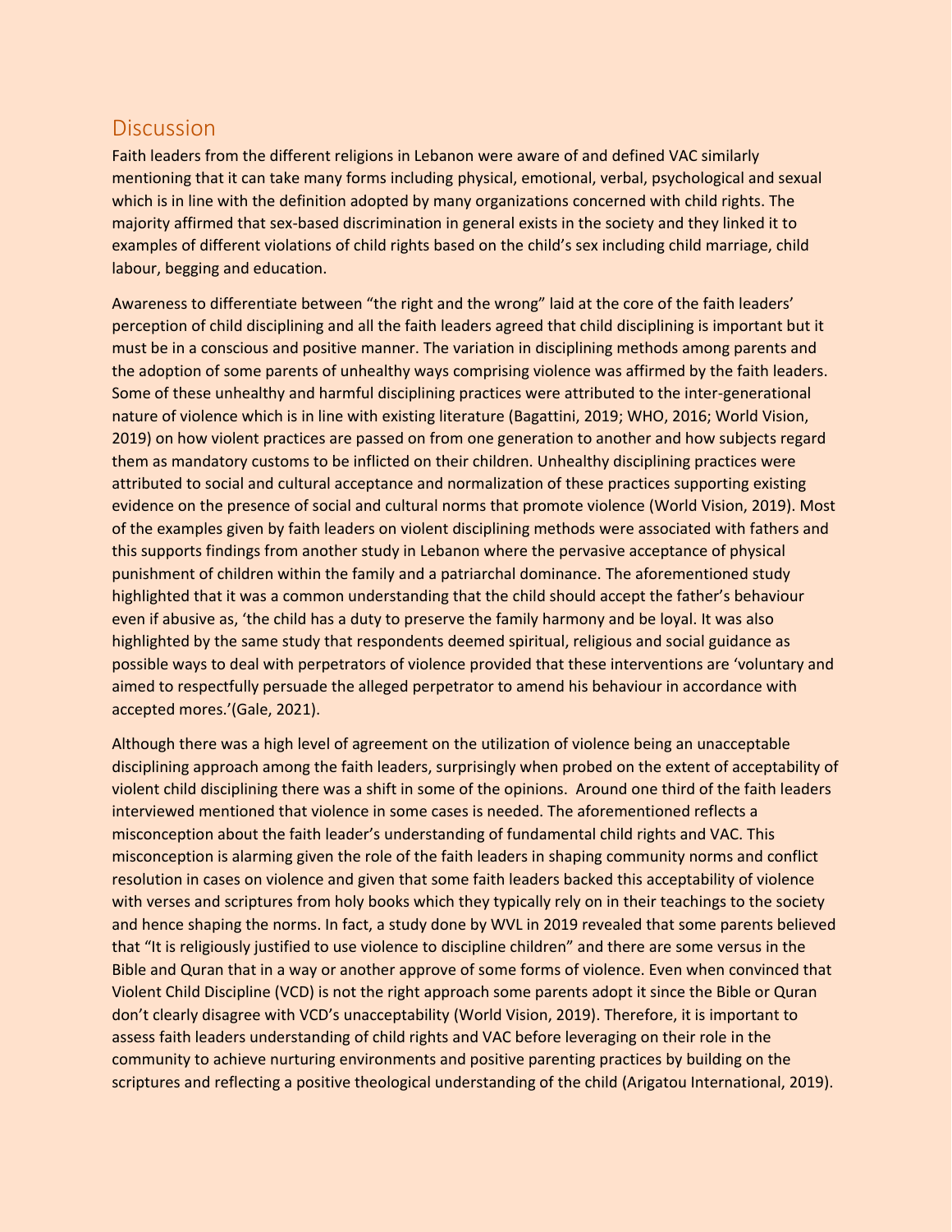## Discussion

Faith leaders from the different religions in Lebanon were aware of and defined VAC similarly mentioning that it can take many forms including physical, emotional, verbal, psychological and sexual which is in line with the definition adopted by many organizations concerned with child rights. The majority affirmed that sex-based discrimination in general exists in the society and they linked it to examples of different violations of child rights based on the child's sex including child marriage, child labour, begging and education.

Awareness to differentiate between "the right and the wrong" laid at the core of the faith leaders' perception of child disciplining and all the faith leaders agreed that child disciplining is important but it must be in a conscious and positive manner. The variation in disciplining methods among parents and the adoption of some parents of unhealthy ways comprising violence was affirmed by the faith leaders. Some of these unhealthy and harmful disciplining practices were attributed to the inter-generational nature of violence which is in line with existing literature (Bagattini, 2019; WHO, 2016; World Vision, 2019) on how violent practices are passed on from one generation to another and how subjects regard them as mandatory customs to be inflicted on their children. Unhealthy disciplining practices were attributed to social and cultural acceptance and normalization of these practices supporting existing evidence on the presence of social and cultural norms that promote violence (World Vision, 2019). Most of the examples given by faith leaders on violent disciplining methods were associated with fathers and this supports findings from another study in Lebanon where the pervasive acceptance of physical punishment of children within the family and a patriarchal dominance. The aforementioned study highlighted that it was a common understanding that the child should accept the father's behaviour even if abusive as, 'the child has a duty to preserve the family harmony and be loyal. It was also highlighted by the same study that respondents deemed spiritual, religious and social guidance as possible ways to deal with perpetrators of violence provided that these interventions are 'voluntary and aimed to respectfully persuade the alleged perpetrator to amend his behaviour in accordance with accepted mores.'(Gale, 2021).

Although there was a high level of agreement on the utilization of violence being an unacceptable disciplining approach among the faith leaders, surprisingly when probed on the extent of acceptability of violent child disciplining there was a shift in some of the opinions. Around one third of the faith leaders interviewed mentioned that violence in some cases is needed. The aforementioned reflects a misconception about the faith leader's understanding of fundamental child rights and VAC. This misconception is alarming given the role of the faith leaders in shaping community norms and conflict resolution in cases on violence and given that some faith leaders backed this acceptability of violence with verses and scriptures from holy books which they typically rely on in their teachings to the society and hence shaping the norms. In fact, a study done by WVL in 2019 revealed that some parents believed that "It is religiously justified to use violence to discipline children" and there are some versus in the Bible and Quran that in a way or another approve of some forms of violence. Even when convinced that Violent Child Discipline (VCD) is not the right approach some parents adopt it since the Bible or Quran don't clearly disagree with VCD's unacceptability (World Vision, 2019). Therefore, it is important to assess faith leaders understanding of child rights and VAC before leveraging on their role in the community to achieve nurturing environments and positive parenting practices by building on the scriptures and reflecting a positive theological understanding of the child (Arigatou International, 2019).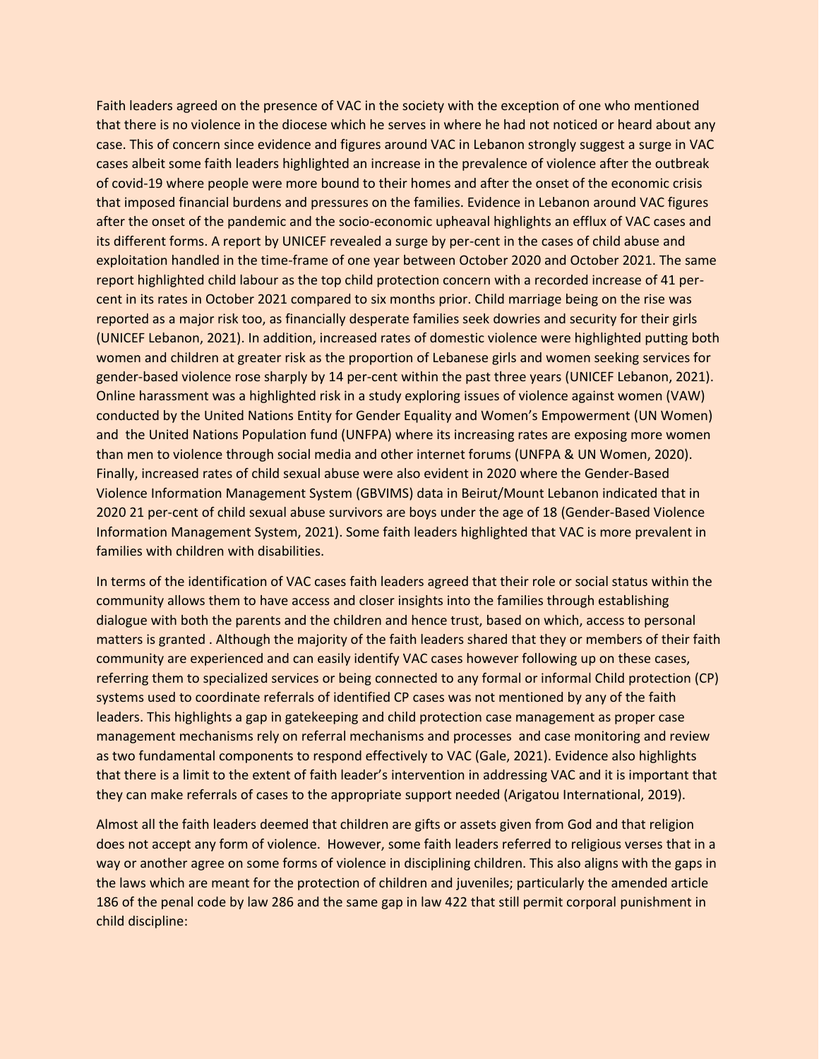Faith leaders agreed on the presence of VAC in the society with the exception of one who mentioned that there is no violence in the diocese which he serves in where he had not noticed or heard about any case. This of concern since evidence and figures around VAC in Lebanon strongly suggest a surge in VAC cases albeit some faith leaders highlighted an increase in the prevalence of violence after the outbreak of covid-19 where people were more bound to their homes and after the onset of the economic crisis that imposed financial burdens and pressures on the families. Evidence in Lebanon around VAC figures after the onset of the pandemic and the socio-economic upheaval highlights an efflux of VAC cases and its different forms. A report by UNICEF revealed a surge by per-cent in the cases of child abuse and exploitation handled in the time-frame of one year between October 2020 and October 2021. The same report highlighted child labour as the top child protection concern with a recorded increase of 41 per-cent in its rates in October 2021 compared to six months prior. Child marriage being on the rise was reported as a major risk too, as financially desperate families seek dowries and security for their girls (UNICEF Lebanon, 2021). In addition, increased rates of domestic violence were highlighted putting both women and children at greater risk as the proportion of Lebanese girls and women seeking services for gender-based violence rose sharply by 14 per-cent within the past three years (UNICEF Lebanon, 2021). Online harassment was a highlighted risk in a study exploring issues of violence against women (VAW) conducted by the United Nations Entity for Gender Equality and Women's Empowerment (UN Women) and the United Nations Population fund (UNFPA) where its increasing rates are exposing more women than men to violence through social media and other internet forums (UNFPA & UN Women, 2020). Finally, increased rates of child sexual abuse were also evident in 2020 where the Gender-Based Violence Information Management System (GBVIMS) data in Beirut/Mount Lebanon indicated that in 2020 21 per-cent of child sexual abuse survivors are boys under the age of 18 (Gender-Based Violence Information Management System, 2021). Some faith leaders highlighted that VAC is more prevalent in families with children with disabilities.

In terms of the identification of VAC cases faith leaders agreed that their role or social status within the community allows them to have access and closer insights into the families through establishing dialogue with both the parents and the children and hence trust, based on which, access to personal matters is granted . Although the majority of the faith leaders shared that they or members of their faith community are experienced and can easily identify VAC cases however following up on these cases, referring them to specialized services or being connected to any formal or informal Child protection (CP) systems used to coordinate referrals of identified CP cases was not mentioned by any of the faith leaders. This highlights a gap in gatekeeping and child protection case management as proper case management mechanisms rely on referral mechanisms and processes and case monitoring and review as two fundamental components to respond effectively to VAC (Gale, 2021). Evidence also highlights that there is a limit to the extent of faith leader's intervention in addressing VAC and it is important that they can make referrals of cases to the appropriate support needed (Arigatou International, 2019).

Almost all the faith leaders deemed that children are gifts or assets given from God and that religion does not accept any form of violence. However, some faith leaders referred to religious verses that in a way or another agree on some forms of violence in disciplining children. This also aligns with the gaps in the laws which are meant for the protection of children and juveniles; particularly the amended article 186 of the penal code by law 286 and the same gap in law 422 that still permit corporal punishment in child discipline: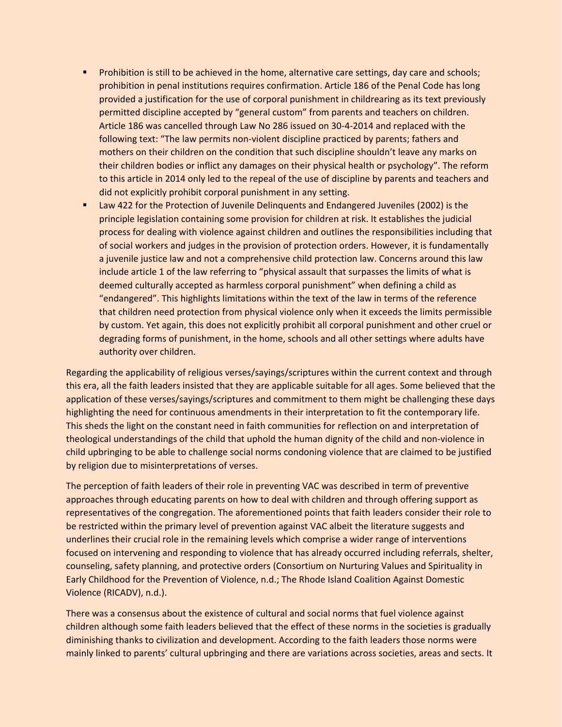- Prohibition is still to be achieved in the home, alternative care settings, day care and schools; prohibition in penal institutions requires confirmation. Article 186 of the Penal Code has long provided a justification for the use of corporal punishment in childrearing as its text previously permitted discipline accepted by "general custom" from parents and teachers on children. Article 186 was cancelled through Law No 286 issued on 30-4-2014 and replaced with the following text: "The law permits non-violent discipline practiced by parents; fathers and mothers on their children on the condition that such discipline shouldn't leave any marks on their children bodies or inflict any damages on their physical health or psychology". The reform to this article in 2014 only led to the repeal of the use of discipline by parents and teachers and did not explicitly prohibit corporal punishment in any setting.
- Law 422 for the Protection of Juvenile Delinquents and Endangered Juveniles (2002) is the principle legislation containing some provision for children at risk. It establishes the judicial process for dealing with violence against children and outlines the responsibilities including that of social workers and judges in the provision of protection orders. However, it is fundamentally a juvenile justice law and not a comprehensive child protection law. Concerns around this law include article 1 of the law referring to "physical assault that surpasses the limits of what is deemed culturally accepted as harmless corporal punishment" when defining a child as "endangered". This highlights limitations within the text of the law in terms of the reference that children need protection from physical violence only when it exceeds the limits permissible by custom. Yet again, this does not explicitly prohibit all corporal punishment and other cruel or degrading forms of punishment, in the home, schools and all other settings where adults have authority over children.

Regarding the applicability of religious verses/sayings/scriptures within the current context and through this era, all the faith leaders insisted that they are applicable suitable for all ages. Some believed that the application of these verses/sayings/scriptures and commitment to them might be challenging these days highlighting the need for continuous amendments in their interpretation to fit the contemporary life. This sheds the light on the constant need in faith communities for reflection on and interpretation of theological understandings of the child that uphold the human dignity of the child and non-violence in child upbringing to be able to challenge social norms condoning violence that are claimed to be justified by religion due to misinterpretations of verses.

The perception of faith leaders of their role in preventing VAC was described in term of preventive approaches through educating parents on how to deal with children and through offering support as representatives of the congregation. The aforementioned points that faith leaders consider their role to be restricted within the primary level of prevention against VAC albeit the literature suggests and underlines their crucial role in the remaining levels which comprise a wider range of interventions focused on intervening and responding to violence that has already occurred including referrals, shelter, counseling, safety planning, and protective orders (Consortium on Nurturing Values and Spirituality in Early Childhood for the Prevention of Violence, n.d.; The Rhode Island Coalition Against Domestic Violence (RICADV), n.d.).

There was a consensus about the existence of cultural and social norms that fuel violence against children although some faith leaders believed that the effect of these norms in the societies is gradually diminishing thanks to civilization and development. According to the faith leaders those norms were mainly linked to parents' cultural upbringing and there are variations across societies, areas and sects. It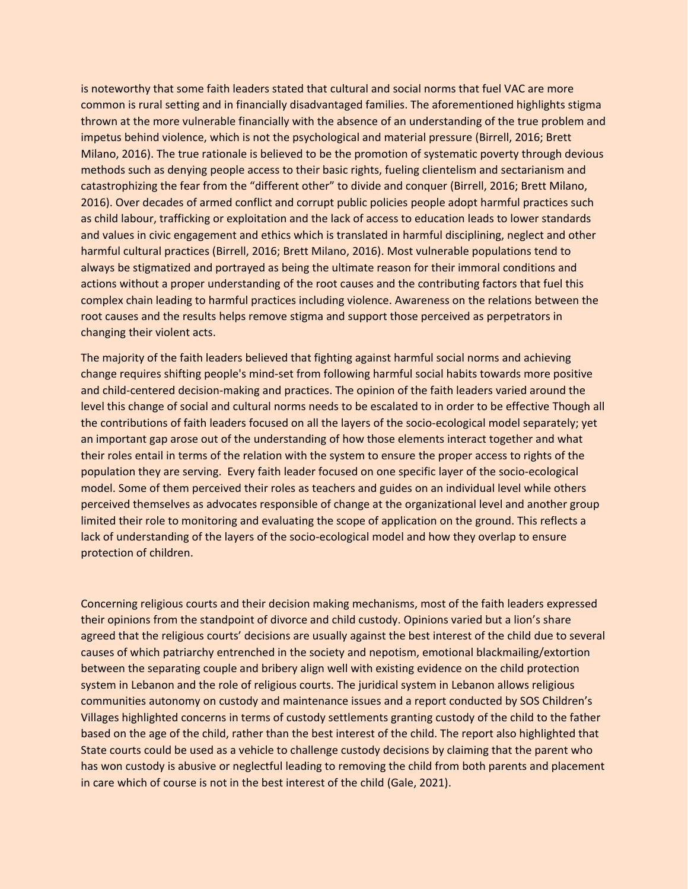is noteworthy that some faith leaders stated that cultural and social norms that fuel VAC are more common is rural setting and in financially disadvantaged families. The aforementioned highlights stigma thrown at the more vulnerable financially with the absence of an understanding of the true problem and impetus behind violence, which is not the psychological and material pressure (Birrell, 2016; Brett Milano, 2016). The true rationale is believed to be the promotion of systematic poverty through devious methods such as denying people access to their basic rights, fueling clientelism and sectarianism and catastrophizing the fear from the "different other" to divide and conquer (Birrell, 2016; Brett Milano, 2016). Over decades of armed conflict and corrupt public policies people adopt harmful practices such as child labour, trafficking or exploitation and the lack of access to education leads to lower standards and values in civic engagement and ethics which is translated in harmful disciplining, neglect and other harmful cultural practices (Birrell, 2016; Brett Milano, 2016). Most vulnerable populations tend to always be stigmatized and portrayed as being the ultimate reason for their immoral conditions and actions without a proper understanding of the root causes and the contributing factors that fuel this complex chain leading to harmful practices including violence. Awareness on the relations between the root causes and the results helps remove stigma and support those perceived as perpetrators in changing their violent acts.

The majority of the faith leaders believed that fighting against harmful social norms and achieving change requires shifting people's mind-set from following harmful social habits towards more positive and child-centered decision-making and practices. The opinion of the faith leaders varied around the level this change of social and cultural norms needs to be escalated to in order to be effective Though all the contributions of faith leaders focused on all the layers of the socio-ecological model separately; yet an important gap arose out of the understanding of how those elements interact together and what their roles entail in terms of the relation with the system to ensure the proper access to rights of the population they are serving. Every faith leader focused on one specific layer of the socio-ecological model. Some of them perceived their roles as teachers and guides on an individual level while others perceived themselves as advocates responsible of change at the organizational level and another group limited their role to monitoring and evaluating the scope of application on the ground. This reflects a lack of understanding of the layers of the socio-ecological model and how they overlap to ensure protection of children.

Concerning religious courts and their decision making mechanisms, most of the faith leaders expressed their opinions from the standpoint of divorce and child custody. Opinions varied but a lion's share agreed that the religious courts' decisions are usually against the best interest of the child due to several causes of which patriarchy entrenched in the society and nepotism, emotional blackmailing/extortion between the separating couple and bribery align well with existing evidence on the child protection system in Lebanon and the role of religious courts. The juridical system in Lebanon allows religious communities autonomy on custody and maintenance issues and a report conducted by SOS Children's Villages highlighted concerns in terms of custody settlements granting custody of the child to the father based on the age of the child, rather than the best interest of the child. The report also highlighted that State courts could be used as a vehicle to challenge custody decisions by claiming that the parent who has won custody is abusive or neglectful leading to removing the child from both parents and placement in care which of course is not in the best interest of the child (Gale, 2021).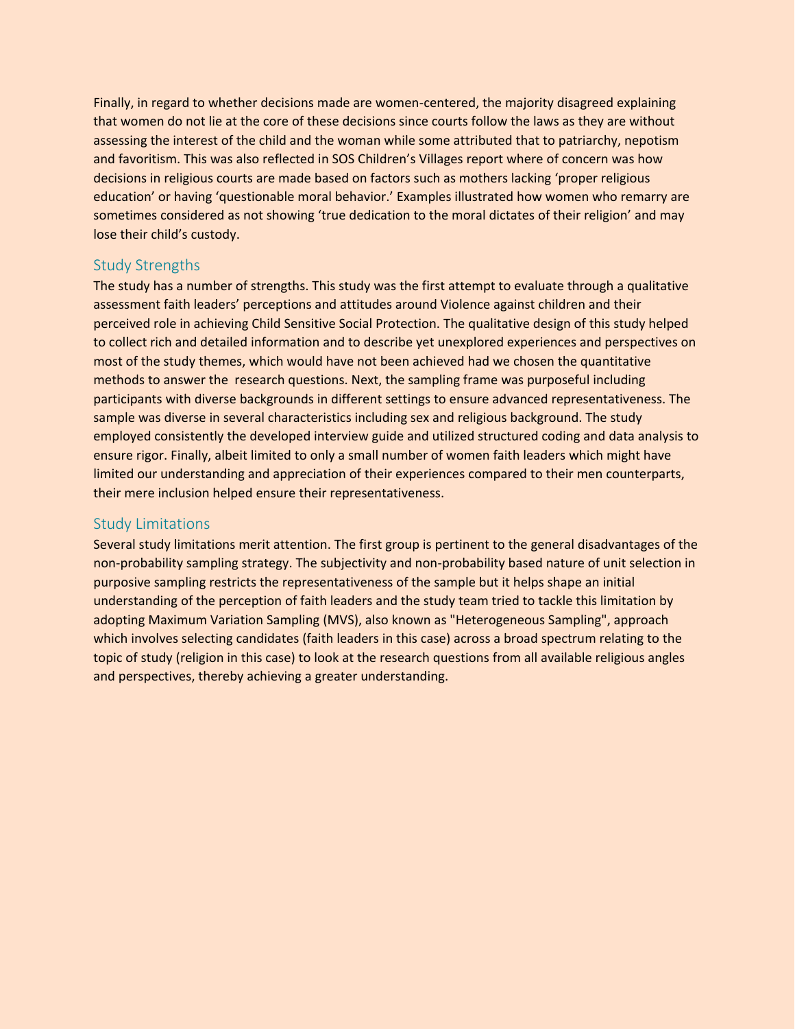Finally, in regard to whether decisions made are women-centered, the majority disagreed explaining that women do not lie at the core of these decisions since courts follow the laws as they are without assessing the interest of the child and the woman while some attributed that to patriarchy, nepotism and favoritism. This was also reflected in SOS Children's Villages report where of concern was how decisions in religious courts are made based on factors such as mothers lacking 'proper religious education' or having 'questionable moral behavior.' Examples illustrated how women who remarry are sometimes considered as not showing 'true dedication to the moral dictates of their religion' and may lose their child's custody.

## Study Strengths

The study has a number of strengths. This study was the first attempt to evaluate through a qualitative assessment faith leaders' perceptions and attitudes around Violence against children and their perceived role in achieving Child Sensitive Social Protection. The qualitative design of this study helped to collect rich and detailed information and to describe yet unexplored experiences and perspectives on most of the study themes, which would have not been achieved had we chosen the quantitative methods to answer the research questions. Next, the sampling frame was purposeful including participants with diverse backgrounds in different settings to ensure advanced representativeness. The sample was diverse in several characteristics including sex and religious background. The study employed consistently the developed interview guide and utilized structured coding and data analysis to ensure rigor. Finally, albeit limited to only a small number of women faith leaders which might have limited our understanding and appreciation of their experiences compared to their men counterparts, their mere inclusion helped ensure their representativeness.

## Study Limitations

Several study limitations merit attention. The first group is pertinent to the general disadvantages of the non-probability sampling strategy. The subjectivity and non-probability based nature of unit selection in purposive sampling restricts the representativeness of the sample but it helps shape an initial understanding of the perception of faith leaders and the study team tried to tackle this limitation by adopting Maximum Variation Sampling (MVS), also known as "Heterogeneous Sampling", approach which involves selecting candidates (faith leaders in this case) across a broad spectrum relating to the topic of study (religion in this case) to look at the research questions from all available religious angles and perspectives, thereby achieving a greater understanding.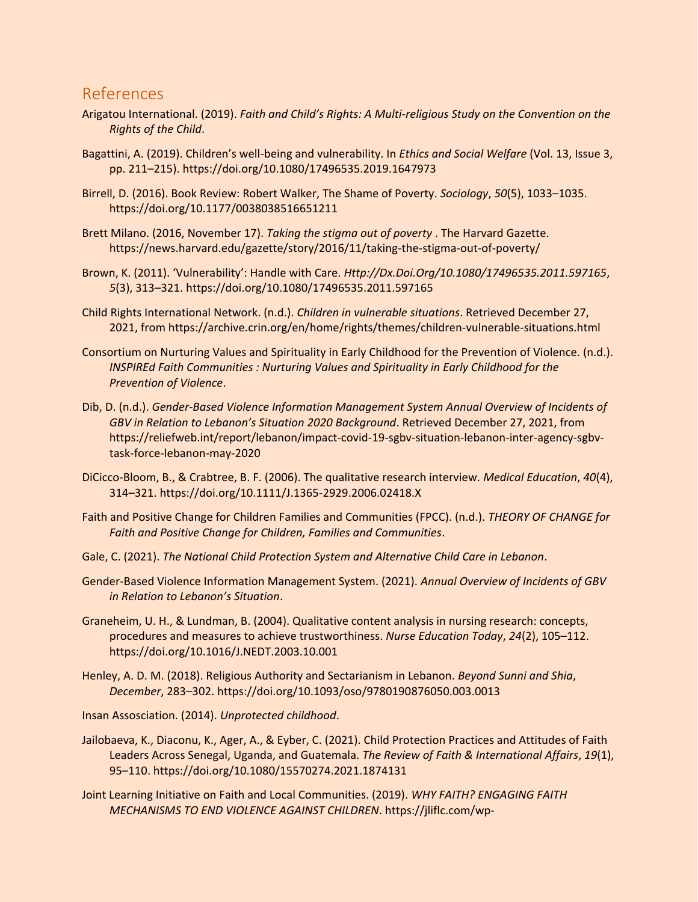## References

Arigatou International. (2019). *Faith and Child's Rights: A Multi-religious Study on the Convention on the Rights of the Child*.

Bagattini, A. (2019). Children's well-being and vulnerability. In *Ethics and Social Welfare* (Vol. 13, Issue 3, pp. 211–215). https://doi.org/10.1080/17496535.2019.1647973

Birrell, D. (2016). Book Review: Robert Walker, The Shame of Poverty. *Sociology*, *50*(5), 1033–1035. https://doi.org/10.1177/0038038516651211

Brett Milano. (2016, November 17). *Taking the stigma out of poverty* . The Harvard Gazette. https://news.harvard.edu/gazette/story/2016/11/taking-the-stigma-out-of-poverty/

Brown, K. (2011). 'Vulnerability': Handle with Care. *Http://Dx.Doi.Org/10.1080/17496535.2011.597165*, *5*(3), 313–321. https://doi.org/10.1080/17496535.2011.597165

Child Rights International Network. (n.d.). *Children in vulnerable situations*. Retrieved December 27, 2021, from https://archive.crin.org/en/home/rights/themes/children-vulnerable-situations.html

Consortium on Nurturing Values and Spirituality in Early Childhood for the Prevention of Violence. (n.d.). *INSPIREd Faith Communities : Nurturing Values and Spirituality in Early Childhood for the Prevention of Violence*.

Dib, D. (n.d.). *Gender-Based Violence Information Management System Annual Overview of Incidents of GBV in Relation to Lebanon's Situation 2020 Background*. Retrieved December 27, 2021, from https://reliefweb.int/report/lebanon/impact-covid-19-sgbv-situation-lebanon-inter-agency-sgbv-task-force-lebanon-may-2020

DiCicco-Bloom, B., & Crabtree, B. F. (2006). The qualitative research interview. *Medical Education*, *40*(4), 314–321. https://doi.org/10.1111/J.1365-2929.2006.02418.X

Faith and Positive Change for Children Families and Communities (FPCC). (n.d.). *THEORY OF CHANGE for Faith and Positive Change for Children, Families and Communities*.

Gale, C. (2021). *The National Child Protection System and Alternative Child Care in Lebanon*.

Gender-Based Violence Information Management System. (2021). *Annual Overview of Incidents of GBV in Relation to Lebanon's Situation*.

Graneheim, U. H., & Lundman, B. (2004). Qualitative content analysis in nursing research: concepts, procedures and measures to achieve trustworthiness. *Nurse Education Today*, *24*(2), 105–112. https://doi.org/10.1016/J.NEDT.2003.10.001

Henley, A. D. M. (2018). Religious Authority and Sectarianism in Lebanon. *Beyond Sunni and Shia*, *December*, 283–302. https://doi.org/10.1093/oso/9780190876050.003.0013

Insan Assosciation. (2014). *Unprotected childhood*.

Jailobaeva, K., Diaconu, K., Ager, A., & Eyber, C. (2021). Child Protection Practices and Attitudes of Faith Leaders Across Senegal, Uganda, and Guatemala. *The Review of Faith & International Affairs*, *19*(1), 95–110. https://doi.org/10.1080/15570274.2021.1874131

Joint Learning Initiative on Faith and Local Communities. (2019). *WHY FAITH? ENGAGING FAITH MECHANISMS TO END VIOLENCE AGAINST CHILDREN*. https://jliflc.com/wp-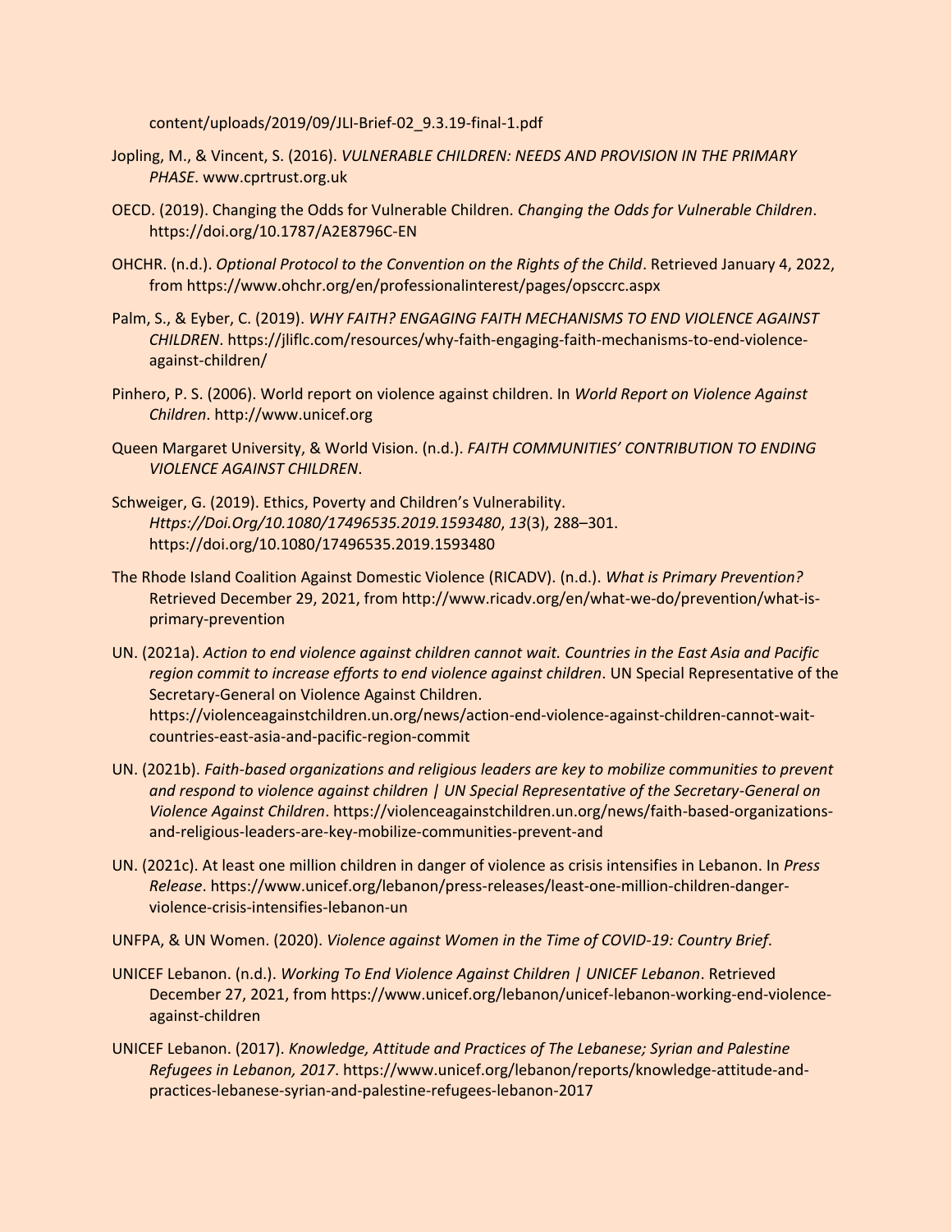content/uploads/2019/09/JLI-Brief-02_9.3.19-final-1.pdf

Jopling, M., & Vincent, S. (2016). *VULNERABLE CHILDREN: NEEDS AND PROVISION IN THE PRIMARY PHASE*. www.cprtrust.org.uk

OECD. (2019). Changing the Odds for Vulnerable Children. *Changing the Odds for Vulnerable Children*. https://doi.org/10.1787/A2E8796C-EN

OHCHR. (n.d.). *Optional Protocol to the Convention on the Rights of the Child*. Retrieved January 4, 2022, from https://www.ohchr.org/en/professionalinterest/pages/opsccrc.aspx

Palm, S., & Eyber, C. (2019). *WHY FAITH? ENGAGING FAITH MECHANISMS TO END VIOLENCE AGAINST CHILDREN*. https://jliflc.com/resources/why-faith-engaging-faith-mechanisms-to-end-violence-against-children/

Pinhero, P. S. (2006). World report on violence against children. In *World Report on Violence Against Children*. http://www.unicef.org

Queen Margaret University, & World Vision. (n.d.). *FAITH COMMUNITIES' CONTRIBUTION TO ENDING VIOLENCE AGAINST CHILDREN*.

Schweiger, G. (2019). Ethics, Poverty and Children's Vulnerability. *Https://Doi.Org/10.1080/17496535.2019.1593480*, *13*(3), 288–301. https://doi.org/10.1080/17496535.2019.1593480

The Rhode Island Coalition Against Domestic Violence (RICADV). (n.d.). *What is Primary Prevention?* Retrieved December 29, 2021, from http://www.ricadv.org/en/what-we-do/prevention/what-is-primary-prevention

UN. (2021a). *Action to end violence against children cannot wait. Countries in the East Asia and Pacific region commit to increase efforts to end violence against children*. UN Special Representative of the Secretary-General on Violence Against Children. https://violenceagainstchildren.un.org/news/action-end-violence-against-children-cannot-wait-countries-east-asia-and-pacific-region-commit

UN. (2021b). *Faith-based organizations and religious leaders are key to mobilize communities to prevent and respond to violence against children | UN Special Representative of the Secretary-General on Violence Against Children*. https://violenceagainstchildren.un.org/news/faith-based-organizations-and-religious-leaders-are-key-mobilize-communities-prevent-and

UN. (2021c). At least one million children in danger of violence as crisis intensifies in Lebanon. In *Press Release*. https://www.unicef.org/lebanon/press-releases/least-one-million-children-danger-violence-crisis-intensifies-lebanon-un

UNFPA, & UN Women. (2020). *Violence against Women in the Time of COVID-19: Country Brief*.

UNICEF Lebanon. (n.d.). *Working To End Violence Against Children | UNICEF Lebanon*. Retrieved December 27, 2021, from https://www.unicef.org/lebanon/unicef-lebanon-working-end-violence-against-children

UNICEF Lebanon. (2017). *Knowledge, Attitude and Practices of The Lebanese; Syrian and Palestine Refugees in Lebanon, 2017*. https://www.unicef.org/lebanon/reports/knowledge-attitude-and-practices-lebanese-syrian-and-palestine-refugees-lebanon-2017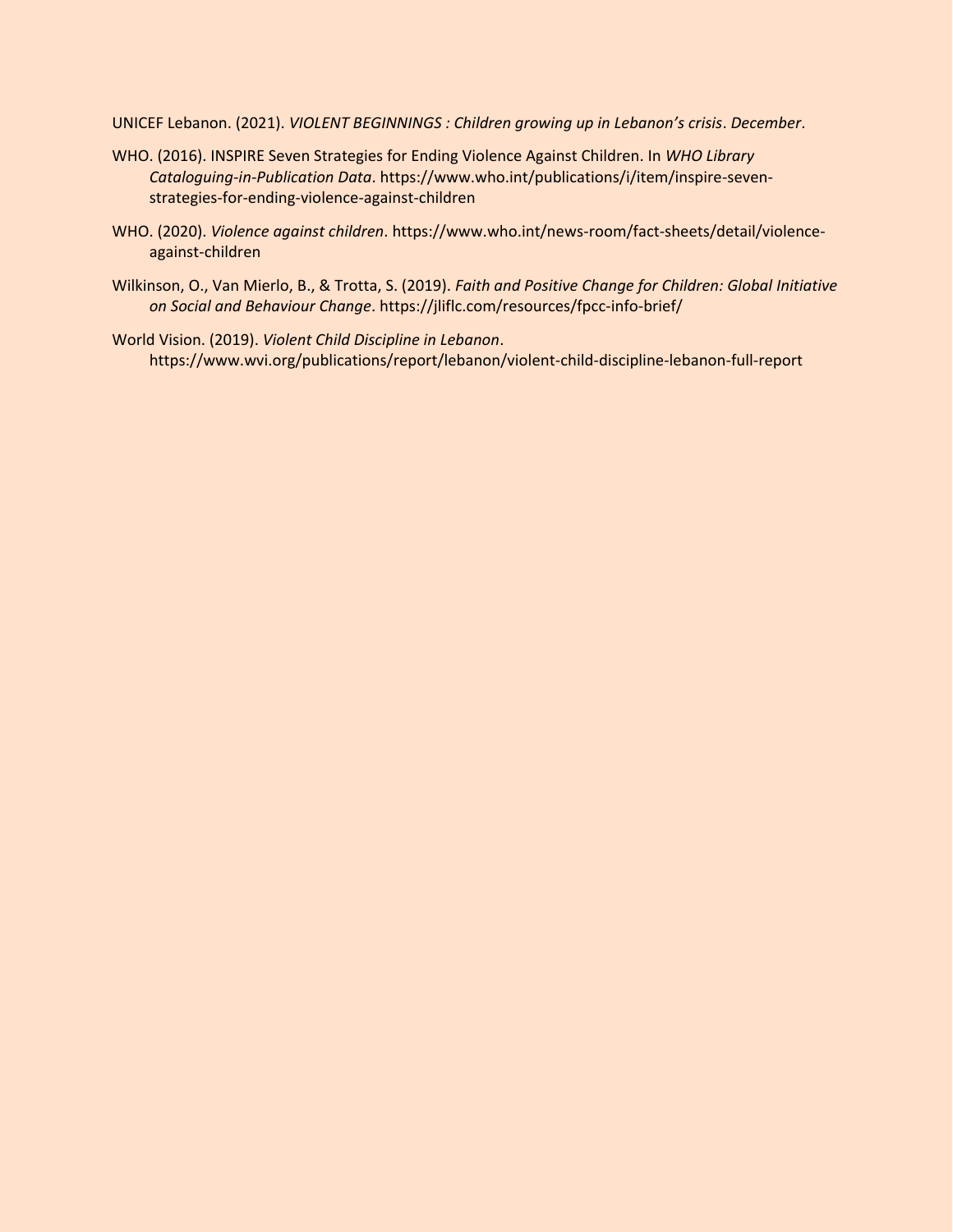UNICEF Lebanon. (2021). *VIOLENT BEGINNINGS : Children growing up in Lebanon's crisis*. *December*.

WHO. (2016). INSPIRE Seven Strategies for Ending Violence Against Children. In *WHO Library Cataloguing-in-Publication Data*. https://www.who.int/publications/i/item/inspire-seven-strategies-for-ending-violence-against-children

WHO. (2020). *Violence against children*. https://www.who.int/news-room/fact-sheets/detail/violence-against-children

Wilkinson, O., Van Mierlo, B., & Trotta, S. (2019). *Faith and Positive Change for Children: Global Initiative on Social and Behaviour Change*. https://jliflc.com/resources/fpcc-info-brief/

World Vision. (2019). *Violent Child Discipline in Lebanon*. https://www.wvi.org/publications/report/lebanon/violent-child-discipline-lebanon-full-report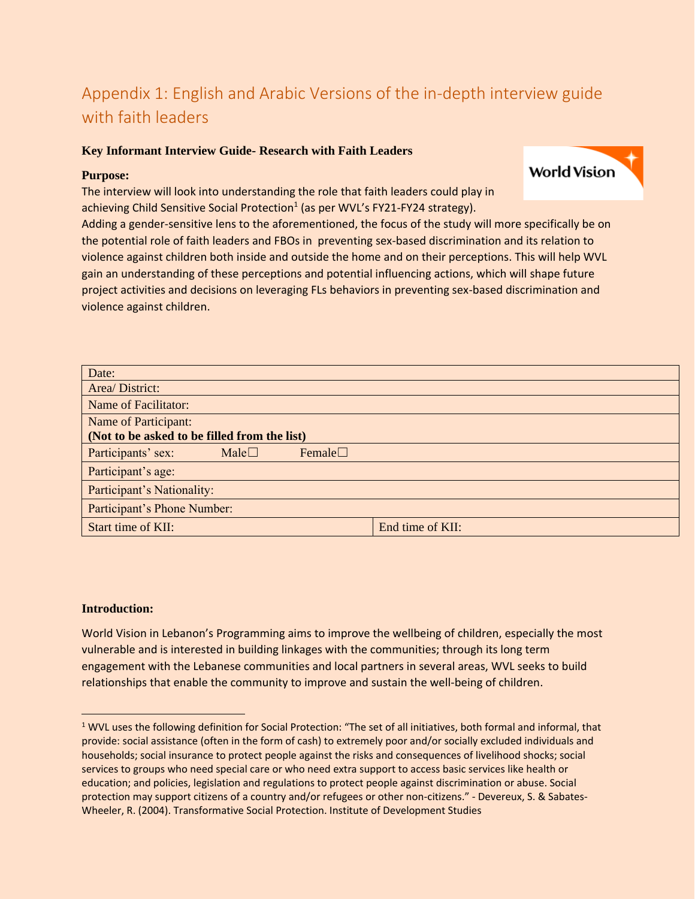# Appendix 1: English and Arabic Versions of the in-depth interview guide with faith leaders

**Key Informant Interview Guide- Research with Faith Leaders**

**Purpose:**

The interview will look into understanding the role that faith leaders could play in achieving Child Sensitive Social Protection[1] (as per WVL's FY21-FY24 strategy). Adding a gender-sensitive lens to the aforementioned, the focus of the study will more specifically be on the potential role of faith leaders and FBOs in preventing sex-based discrimination and its relation to violence against children both inside and outside the home and on their perceptions. This will help WVL gain an understanding of these perceptions and potential influencing actions, which will shape future project activities and decisions on leveraging FLs behaviors in preventing sex-based discrimination and violence against children.

| Date: | |
|---|---|
| Area/ District: | |
| Name of Facilitator: | |
| Name of Participant: **(Not to be asked to be filled from the list)** | |
| Participants' sex: Male☐ Female☐ | |
| Participant's age: | |
| Participant's Nationality: | |
| Participant's Phone Number: | |
| Start time of KII: | End time of KII: |

**Introduction:**

World Vision in Lebanon's Programming aims to improve the wellbeing of children, especially the most vulnerable and is interested in building linkages with the communities; through its long term engagement with the Lebanese communities and local partners in several areas, WVL seeks to build relationships that enable the community to improve and sustain the well-being of children.

[1] WVL uses the following definition for Social Protection: "The set of all initiatives, both formal and informal, that provide: social assistance (often in the form of cash) to extremely poor and/or socially excluded individuals and households; social insurance to protect people against the risks and consequences of livelihood shocks; social services to groups who need special care or who need extra support to access basic services like health or education; and policies, legislation and regulations to protect people against discrimination or abuse. Social protection may support citizens of a country and/or refugees or other non-citizens." - Devereux, S. & Sabates-Wheeler, R. (2004). Transformative Social Protection. Institute of Development Studies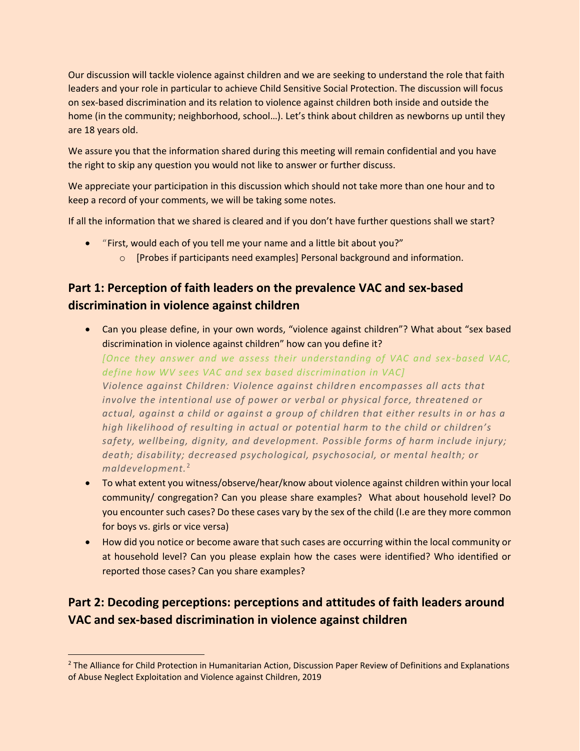Our discussion will tackle violence against children and we are seeking to understand the role that faith leaders and your role in particular to achieve Child Sensitive Social Protection. The discussion will focus on sex-based discrimination and its relation to violence against children both inside and outside the home (in the community; neighborhood, school…). Let's think about children as newborns up until they are 18 years old.

We assure you that the information shared during this meeting will remain confidential and you have the right to skip any question you would not like to answer or further discuss.

We appreciate your participation in this discussion which should not take more than one hour and to keep a record of your comments, we will be taking some notes.

If all the information that we shared is cleared and if you don't have further questions shall we start?

- "First, would each of you tell me your name and a little bit about you?"
    - [Probes if participants need examples] Personal background and information.

## Part 1: Perception of faith leaders on the prevalence VAC and sex-based discrimination in violence against children

- Can you please define, in your own words, "violence against children"? What about "sex based discrimination in violence against children" how can you define it?
  *[Once they answer and we assess their understanding of VAC and sex-based VAC, define how WV sees VAC and sex based discrimination in VAC]*
  *Violence against Children: Violence against children encompasses all acts that involve the intentional use of power or verbal or physical force, threatened or actual, against a child or against a group of children that either results in or has a high likelihood of resulting in actual or potential harm to the child or children's safety, wellbeing, dignity, and development. Possible forms of harm include injury; death; disability; decreased psychological, psychosocial, or mental health; or maldevelopment.*[2]
- To what extent you witness/observe/hear/know about violence against children within your local community/ congregation? Can you please share examples? What about household level? Do you encounter such cases? Do these cases vary by the sex of the child (I.e are they more common for boys vs. girls or vice versa)
- How did you notice or become aware that such cases are occurring within the local community or at household level? Can you please explain how the cases were identified? Who identified or reported those cases? Can you share examples?

## Part 2: Decoding perceptions: perceptions and attitudes of faith leaders around VAC and sex-based discrimination in violence against children

[2] The Alliance for Child Protection in Humanitarian Action, Discussion Paper Review of Definitions and Explanations of Abuse Neglect Exploitation and Violence against Children, 2019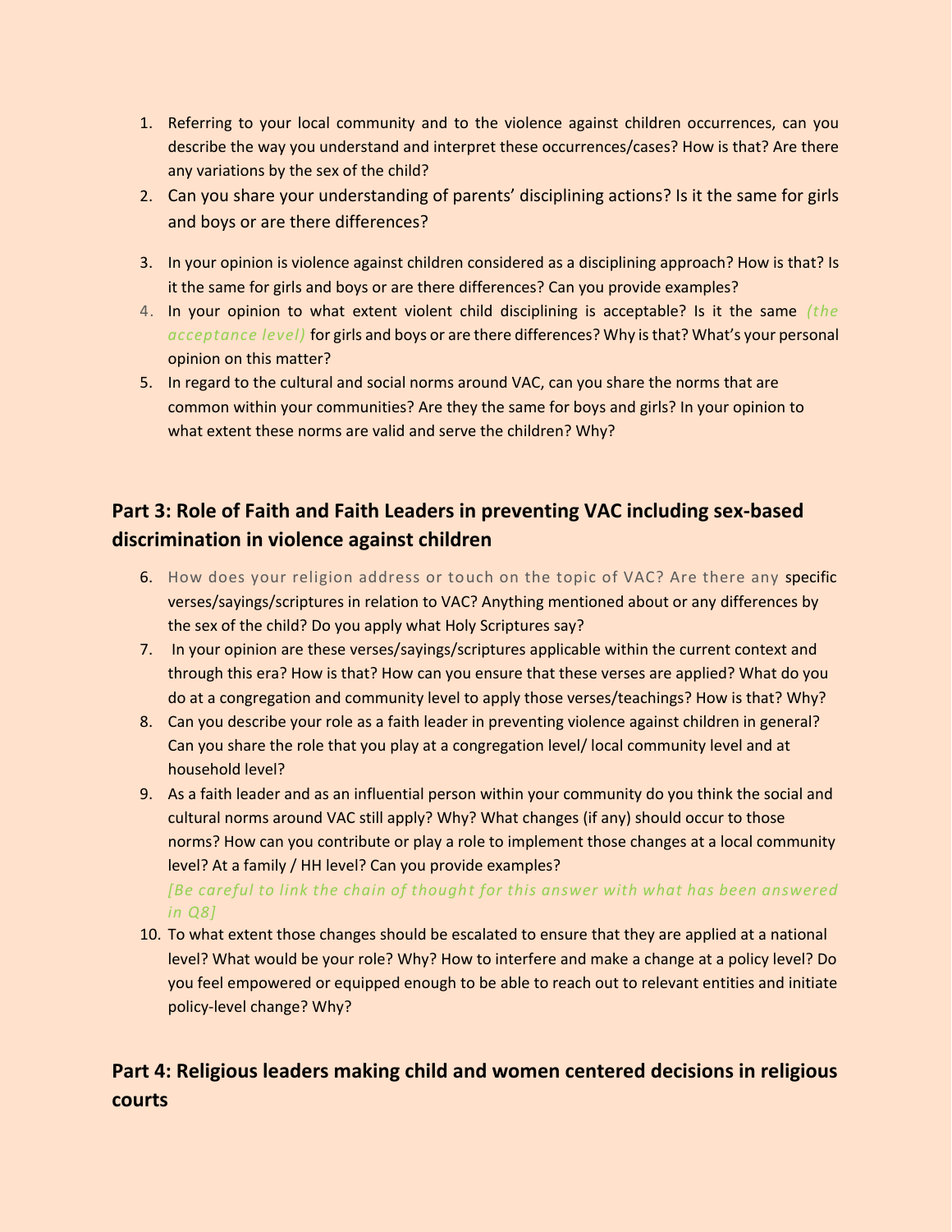1. Referring to your local community and to the violence against children occurrences, can you describe the way you understand and interpret these occurrences/cases? How is that? Are there any variations by the sex of the child?
2. Can you share your understanding of parents' disciplining actions? Is it the same for girls and boys or are there differences?
3. In your opinion is violence against children considered as a disciplining approach? How is that? Is it the same for girls and boys or are there differences? Can you provide examples?
4. In your opinion to what extent violent child disciplining is acceptable? Is it the same *(the acceptance level)* for girls and boys or are there differences? Why is that? What's your personal opinion on this matter?
5. In regard to the cultural and social norms around VAC, can you share the norms that are common within your communities? Are they the same for boys and girls? In your opinion to what extent these norms are valid and serve the children? Why?

## Part 3: Role of Faith and Faith Leaders in preventing VAC including sex-based discrimination in violence against children

6. How does your religion address or touch on the topic of VAC? Are there any specific verses/sayings/scriptures in relation to VAC? Anything mentioned about or any differences by the sex of the child? Do you apply what Holy Scriptures say?
7. In your opinion are these verses/sayings/scriptures applicable within the current context and through this era? How is that? How can you ensure that these verses are applied? What do you do at a congregation and community level to apply those verses/teachings? How is that? Why?
8. Can you describe your role as a faith leader in preventing violence against children in general? Can you share the role that you play at a congregation level/ local community level and at household level?
9. As a faith leader and as an influential person within your community do you think the social and cultural norms around VAC still apply? Why? What changes (if any) should occur to those norms? How can you contribute or play a role to implement those changes at a local community level? At a family / HH level? Can you provide examples?

   *[Be careful to link the chain of thought for this answer with what has been answered in Q8]*
10. To what extent those changes should be escalated to ensure that they are applied at a national level? What would be your role? Why? How to interfere and make a change at a policy level? Do you feel empowered or equipped enough to be able to reach out to relevant entities and initiate policy-level change? Why?

## Part 4: Religious leaders making child and women centered decisions in religious courts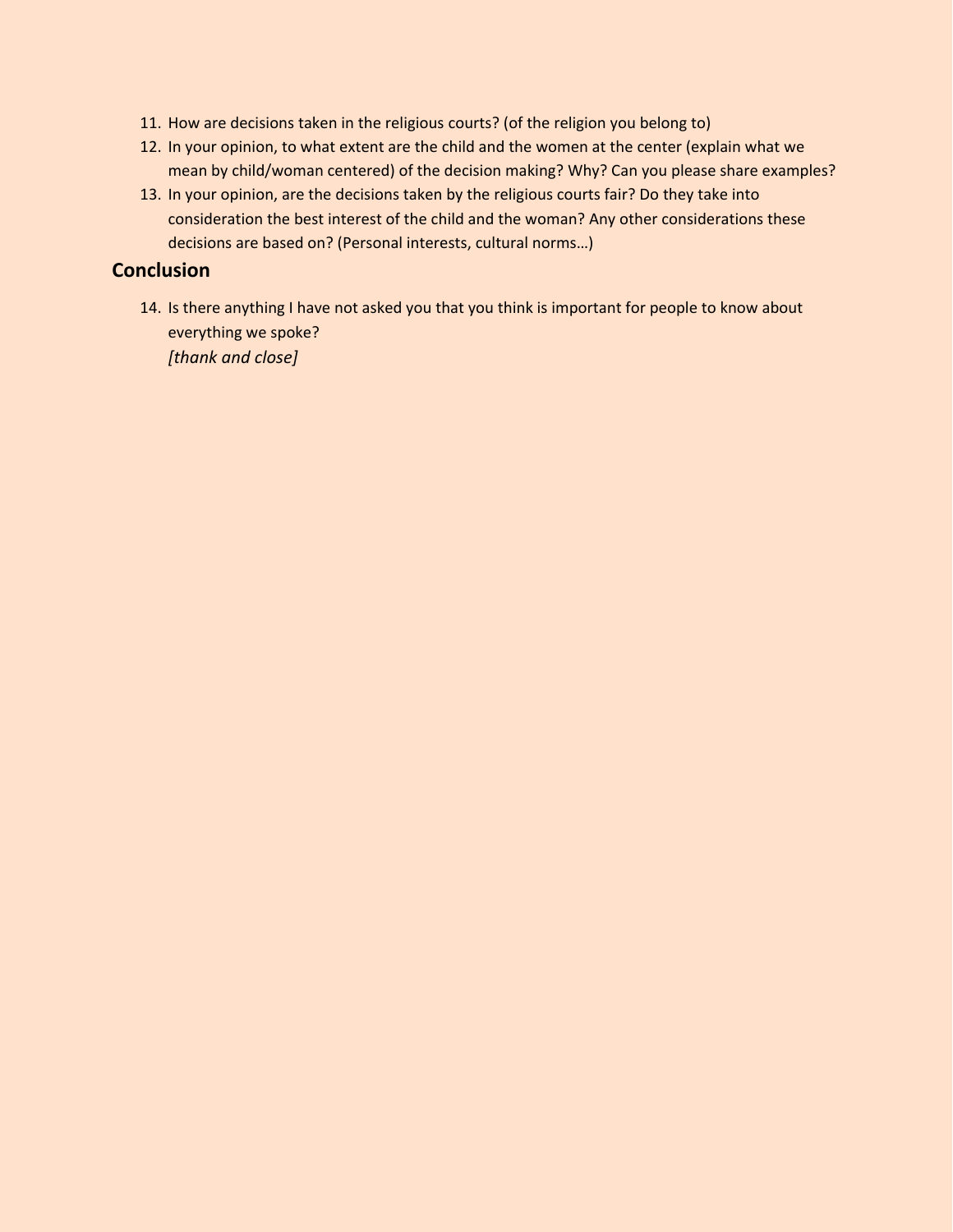11. How are decisions taken in the religious courts? (of the religion you belong to)
12. In your opinion, to what extent are the child and the women at the center (explain what we mean by child/woman centered) of the decision making? Why? Can you please share examples?
13. In your opinion, are the decisions taken by the religious courts fair? Do they take into consideration the best interest of the child and the woman? Any other considerations these decisions are based on? (Personal interests, cultural norms…)

## Conclusion

14. Is there anything I have not asked you that you think is important for people to know about everything we spoke?
    *[thank and close]*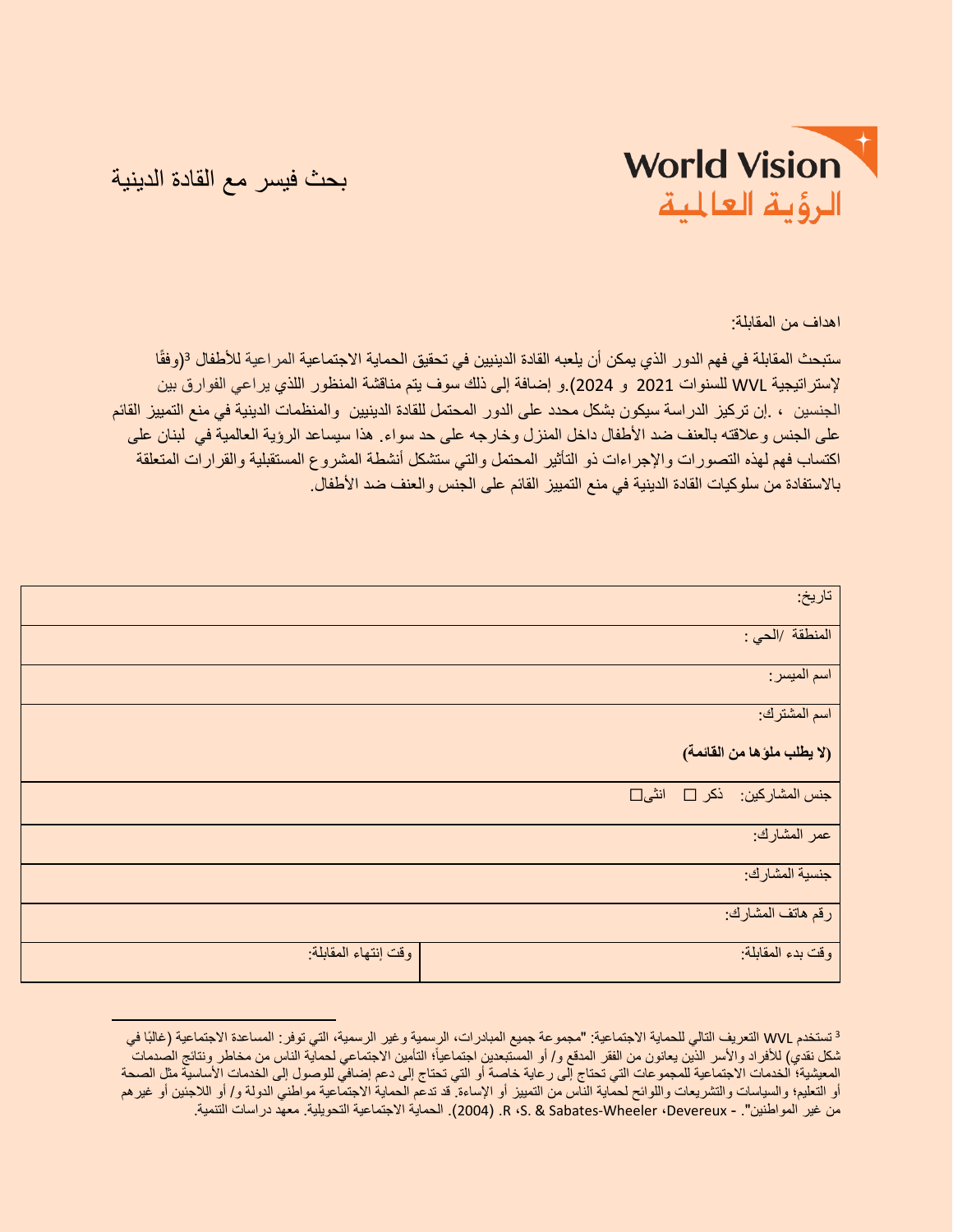# بحث فيسر مع القادة الدينية

World Vision
الرؤية العالمية

اهداف من المقابلة:

ستبحث المقابلة في فهم الدور الذي يمكن أن يلعبه القادة الدينيين في تحقيق الحماية الاجتماعية المراعية للأطفال [3](وفقًا لإستراتيجية WVL للسنوات 2021 و 2024).و إضافة إلى ذلك سوف يتم مناقشة المنظور اللذي يراعي الفوارق بين الجنسين ، .إن تركيز الدراسة سيكون بشكل محدد على الدور المحتمل للقادة الدينيين والمنظمات الدينية في منع التمييز القائم على الجنس وعلاقته بالعنف ضد الأطفال داخل المنزل وخارجه على حد سواء. هذا سيساعد الرؤية العالمية في لبنان على اكتساب فهم لهذه التصورات والإجراءات ذو التأثير المحتمل والتي ستشكل أنشطة المشروع المستقبلية والقرارات المتعلقة بالاستفادة من سلوكيات القادة الدينية في منع التمييز القائم على الجنس والعنف ضد الأطفال.

| | |
|---|---|
| تاريخ: | |
| المنطقة /الحي : | |
| اسم الميسر: | |
| اسم المشترك: **(لا يطلب ملؤها من القائمة)** | |
| جنس المشاركين: ذكر ☐ انثى☐ | |
| عمر المشارك: | |
| جنسية المشارك: | |
| رقم هاتف المشارك: | |
| وقت بدء المقابلة: | وقت إنتهاء المقابلة: |

[3] تستخدم WVL التعريف التالي للحماية الاجتماعية: "مجموعة جميع المبادرات، الرسمية وغير الرسمية، التي توفر: المساعدة الاجتماعية (غالبًا في شكل نقدي) للأفراد والأسر الذين يعانون من الفقر المدقع و/ أو المستبعدين اجتماعياً؛ التأمين الاجتماعي لحماية الناس من مخاطر ونتائج الصدمات المعيشية؛ الخدمات الاجتماعية للمجموعات التي تحتاج إلى رعاية خاصة أو التي تحتاج إلى دعم إضافي للوصول إلى الخدمات الأساسية مثل الصحة أو التعليم؛ والسياسات والتشريعات واللوائح لحماية الناس من التمييز أو الإساءة. قد تدعم الحماية الاجتماعية مواطني الدولة و/ أو اللاجئين أو غيرهم من غير المواطنين". - Devereux، S. & Sabates-Wheeler، R. (2004). الحماية الاجتماعية التحويلية. معهد دراسات التنمية.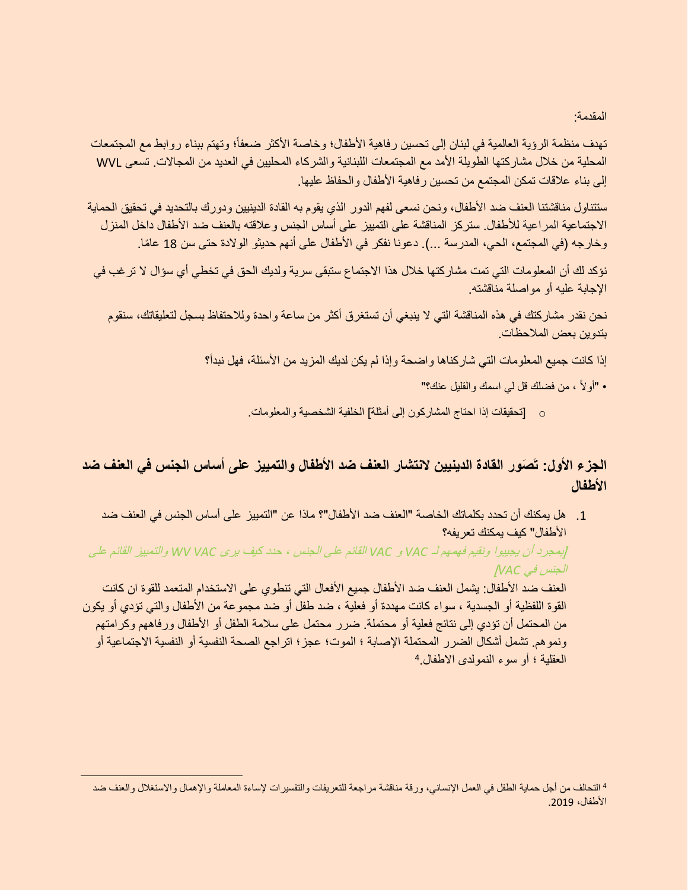المقدمة:

تهدف منظمة الرؤية العالمية في لبنان إلى تحسين رفاهية الأطفال؛ وخاصة الأكثر ضعفاً؛ وتهتم ببناء روابط مع المجتمعات المحلية من خلال مشاركتها الطويلة الأمد مع المجتمعات اللبنانية والشركاء المحليين في العديد من المجالات. تسعى WVL إلى بناء علاقات تمكن المجتمع من تحسين رفاهية الأطفال والحفاظ عليها.

ستتناول مناقشتنا العنف ضد الأطفال، ونحن نسعى لفهم الدور الذي يقوم به القادة الدينيين ودورك بالتحديد في تحقيق الحماية الاجتماعية المراعية للأطفال. ستركز المناقشة على التمييز على أساس الجنس وعلاقته بالعنف ضد الأطفال داخل المنزل وخارجه (في المجتمع، الحي، المدرسة ...). دعونا نفكر في الأطفال على أنهم حديثو الولادة حتى سن 18 عامًا.

نؤكد لك أن المعلومات التي تمت مشاركتها خلال هذا الاجتماع ستبقى سرية ولديك الحق في تخطي أي سؤال لا ترغب في الإجابة عليه أو مواصلة مناقشته.

نحن نقدر مشاركتك في هذه المناقشة التي لا ينبغي أن تستغرق أكثر من ساعة واحدة وللاحتفاظ بسجل لتعليقاتك، سنقوم بتدوين بعض الملاحظات.

إذا كانت جميع المعلومات التي شاركناها واضحة وإذا لم يكن لديك المزيد من الأسئلة، فهل نبدأ؟

- "أولاً ، من فضلك قل لي اسمك والقليل عنك؟"
  - [تحقيقات إذا احتاج المشاركون إلى أمثلة] الخلفية الشخصية والمعلومات.

## الجزء الأول: تَصَور القادة الدينيين لانتشار العنف ضد الأطفال والتمييز على أساس الجنس في العنف ضد الأطفال

1. هل يمكنك أن تحدد بكلماتك الخاصة "العنف ضد الأطفال"؟ ماذا عن "التمييز على أساس الجنس في العنف ضد الأطفال" كيف يمكنك تعريفه؟

   *[بمجرد أن يجيبوا ونقيم فهمهم لـ VAC و VAC القائم على الجنس ، حدد كيف يرى WV VAC والتمييز القائم على الجنس في VAC]*

   العنف ضد الأطفال: يشمل العنف ضد الأطفال جميع الأفعال التي تنطوي على الاستخدام المتعمد للقوة ان كانت القوة اللفظية أو الجسدية ، سواء كانت مهددة أو فعلية ، ضد طفل أو ضد مجموعة من الأطفال والتي تؤدي أو يكون من المحتمل أن تؤدي إلى نتائج فعلية أو محتملة. ضرر محتمل على سلامة الطفل أو الأطفال ورفاههم وكرامتهم ونموهم. تشمل أشكال الضرر المحتملة الإصابة ؛ الموت؛ عجز؛ اتراجع الصحة النفسية أو النفسية الاجتماعية أو العقلية ؛ أو سوء النمولدى الاطفال.[4]

---

[4] التحالف من أجل حماية الطفل في العمل الإنساني، ورقة مناقشة مراجعة للتعريفات والتفسيرات لإساءة المعاملة والإهمال والاستغلال والعنف ضد الأطفال، 2019.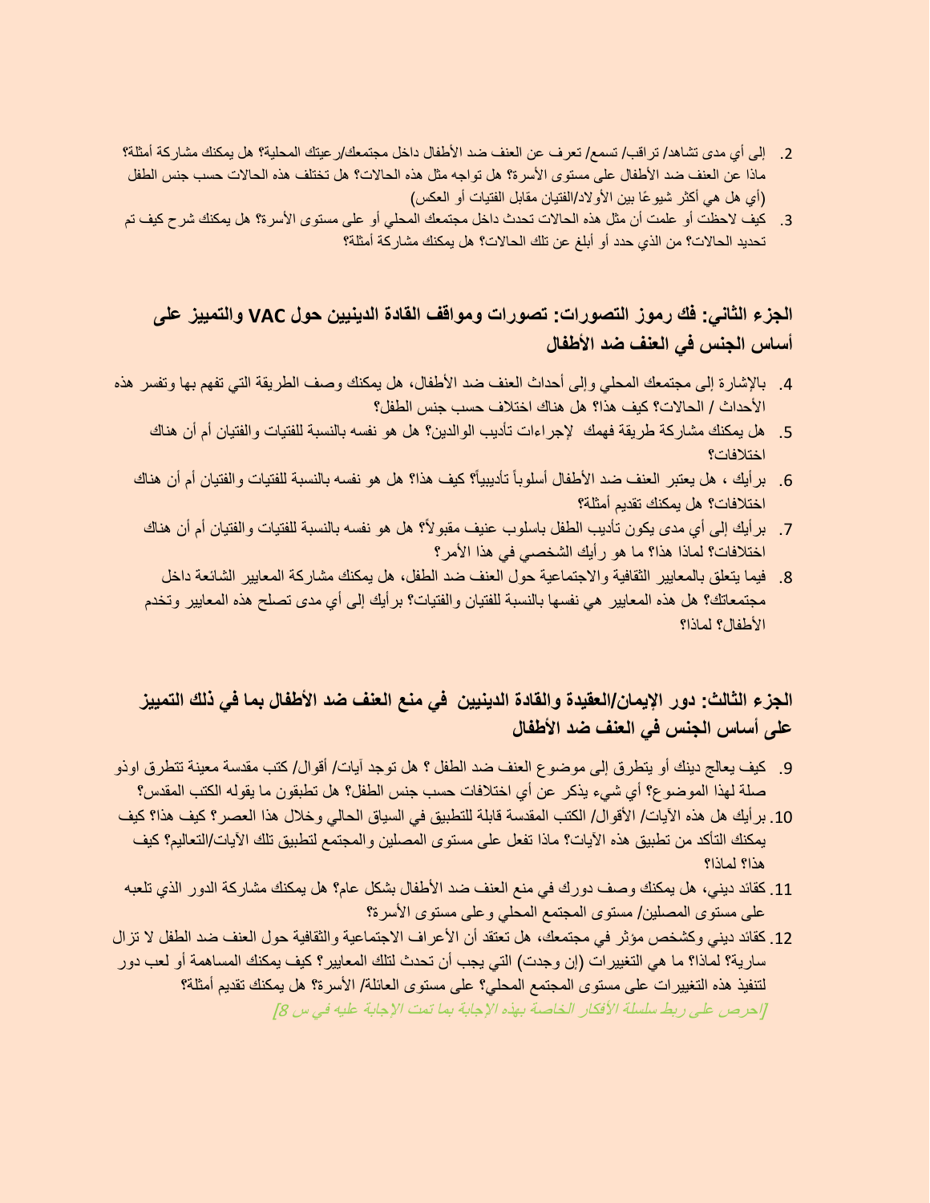2. إلى أي مدى تشاهد/ تراقب/ تسمع/ تعرف عن العنف ضد الأطفال داخل مجتمعك/رعيتك المحلية؟ هل يمكنك مشاركة أمثلة؟ ماذا عن العنف ضد الأطفال على مستوى الأسرة؟ هل تواجه مثل هذه الحالات؟ هل تختلف هذه الحالات حسب جنس الطفل (أي هل هي أكثر شيوعًا بين الأولاد/الفتيان مقابل الفتيات أو العكس)
3. كيف لاحظت أو علمت أن مثل هذه الحالات تحدث داخل مجتمعك المحلي أو على مستوى الأسرة؟ هل يمكنك شرح كيف تم تحديد الحالات؟ من الذي حدد أو أبلغ عن تلك الحالات؟ هل يمكنك مشاركة أمثلة؟

## الجزء الثاني: فك رموز التصورات: تصورات ومواقف القادة الدينيين حول VAC والتمييز على أساس الجنس في العنف ضد الأطفال

4. بالإشارة إلى مجتمعك المحلي وإلى أحداث العنف ضد الأطفال، هل يمكنك وصف الطريقة التي تفهم بها وتفسر هذه الأحداث / الحالات؟ كيف هذا؟ هل هناك اختلاف حسب جنس الطفل؟
5. هل يمكنك مشاركة طريقة فهمك لإجراءات تأديب الوالدين؟ هل هو نفسه بالنسبة للفتيات والفتيان أم أن هناك اختلافات؟
6. برأيك ، هل يعتبر العنف ضد الأطفال أسلوباً تأديبياً؟ كيف هذا؟ هل هو نفسه بالنسبة للفتيات والفتيان أم أن هناك اختلافات؟ هل يمكنك تقديم أمثلة؟
7. برأيك إلى أي مدى يكون تأديب الطفل باسلوب عنيف مقبولاً؟ هل هو نفسه بالنسبة للفتيات والفتيان أم أن هناك اختلافات؟ لماذا هذا؟ ما هو رأيك الشخصي في هذا الأمر؟
8. فيما يتعلق بالمعايير الثقافية والاجتماعية حول العنف ضد الطفل، هل يمكنك مشاركة المعايير الشائعة داخل مجتمعاتك؟ هل هذه المعايير هي نفسها بالنسبة للفتيان والفتيات؟ برأيك إلى أي مدى تصلح هذه المعايير وتخدم الأطفال؟ لماذا؟

## الجزء الثالث: دور الإيمان/العقيدة والقادة الدينيين في منع العنف ضد الأطفال بما في ذلك التمييز على أساس الجنس في العنف ضد الأطفال

9. كيف يعالج دينك أو يتطرق إلى موضوع العنف ضد الطفل ؟ هل توجد آيات/ أقوال/ كتب مقدسة معينة تتطرق اوذو صلة لهذا الموضوع؟ أي شيء يذكر عن أي اختلافات حسب جنس الطفل؟ هل تطبقون ما يقوله الكتب المقدس؟
10. برأيك هل هذه الآيات/ الأقوال/ الكتب المقدسة قابلة للتطبيق في السياق الحالي وخلال هذا العصر؟ كيف هذا؟ كيف يمكنك التأكد من تطبيق هذه الآيات؟ ماذا تفعل على مستوى المصلين والمجتمع لتطبيق تلك الآيات/التعاليم؟ كيف هذا؟ لماذا؟
11. كقائد ديني، هل يمكنك وصف دورك في منع العنف ضد الأطفال بشكل عام؟ هل يمكنك مشاركة الدور الذي تلعبه على مستوى المصلين/ مستوى المجتمع المحلي وعلى مستوى الأسرة؟
12. كقائد ديني وكشخص مؤثر في مجتمعك، هل تعتقد أن الأعراف الاجتماعية والثقافية حول العنف ضد الطفل لا تزال سارية؟ لماذا؟ ما هي التغييرات (إن وجدت) التي يجب أن تحدث لتلك المعايير؟ كيف يمكنك المساهمة أو لعب دور لتنفيذ هذه التغييرات على مستوى المجتمع المحلي؟ على مستوى العائلة/ الأسرة؟ هل يمكنك تقديم أمثلة؟

*[احرص على ربط سلسلة الأفكار الخاصة بهذه الإجابة بما تمت الإجابة عليه في س 8]*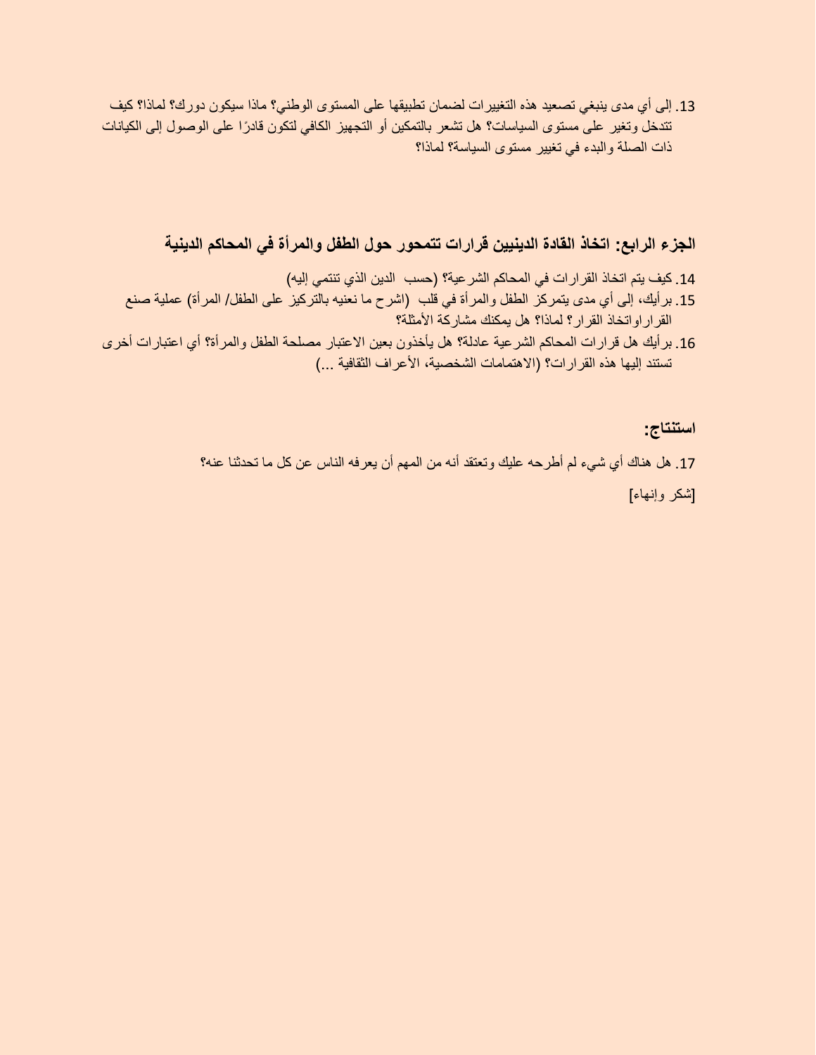13. إلى أي مدى ينبغي تصعيد هذه التغييرات لضمان تطبيقها على المستوى الوطني؟ ماذا سيكون دورك؟ لماذا؟ كيف تتدخل وتغير على مستوى السياسات؟ هل تشعر بالتمكين أو التجهيز الكافي لتكون قادرًا على الوصول إلى الكيانات ذات الصلة والبدء في تغيير مستوى السياسة؟ لماذا؟

## الجزء الرابع: اتخاذ القادة الدينيين قرارات تتمحور حول الطفل والمرأة في المحاكم الدينية

14. كيف يتم اتخاذ القرارات في المحاكم الشرعية؟ (حسب الدين الذي تنتمي إليه)
15. برأيك، إلى أي مدى يتمركز الطفل والمرأة في قلب (اشرح ما نعنيه بالتركيز على الطفل/ المرأة) عملية صنع القراراواتخاذ القرار؟ لماذا؟ هل يمكنك مشاركة الأمثلة؟
16. برأيك هل قرارات المحاكم الشرعية عادلة؟ هل يأخذون بعين الاعتبار مصلحة الطفل والمرأة؟ أي اعتبارات أخرى تستند إليها هذه القرارات؟ (الاهتمامات الشخصية، الأعراف الثقافية ...)

## استنتاج:

17. هل هناك أي شيء لم أطرحه عليك وتعتقد أنه من المهم أن يعرفه الناس عن كل ما تحدثنا عنه؟

[شكر وإنهاء]